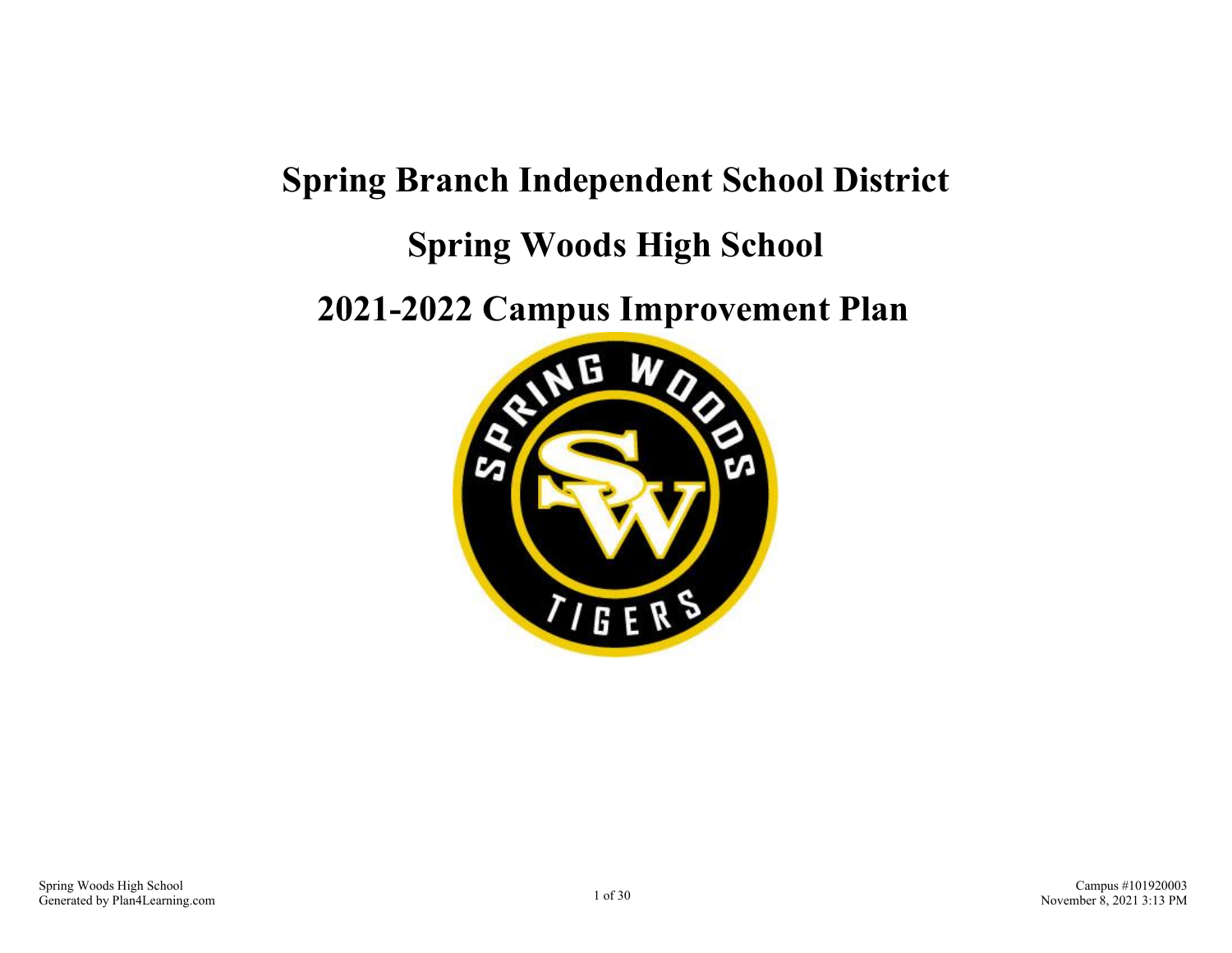# Spring Branch Independent School District

# Spring Woods High School

# 2021-2022 Campus Improvement Plan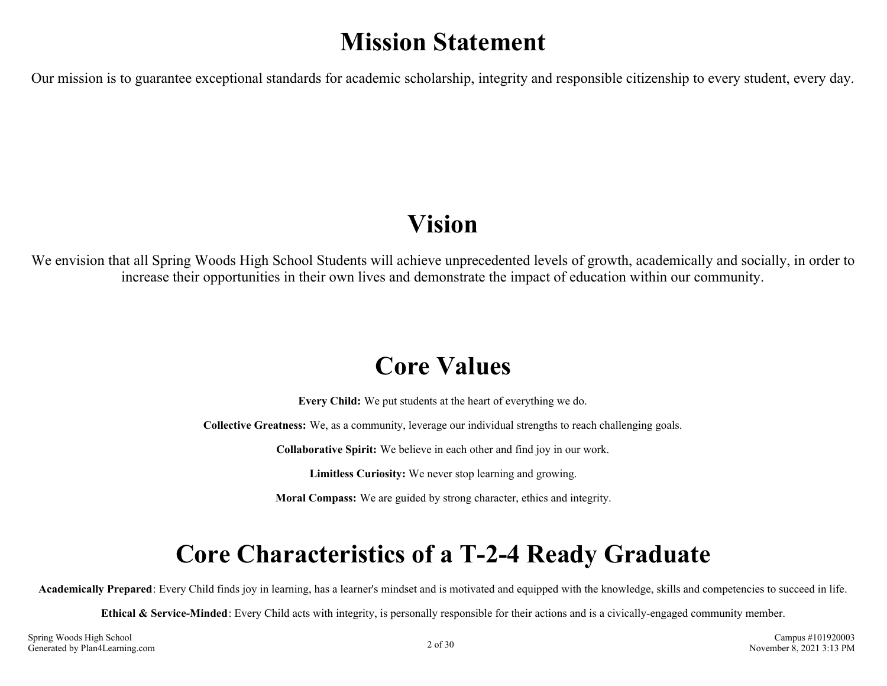# Mission Statement

Our mission is to guarantee exceptional standards for academic scholarship, integrity and responsible citizenship to every student, every day.

# Vision

We envision that all Spring Woods High School Students will achieve unprecedented levels of growth, academically and socially, in order to increase their opportunities in their own lives and demonstrate the impact of education within our community.

# Core Values

**Every Child:** We put students at the heart of everything we do.

**Collective Greatness:** We, as a community, leverage our individual strengths to reach challenging goals.

**Collaborative Spirit:** We believe in each other and find joy in our work.

**Limitless Curiosity:** We never stop learning and growing.

**Moral Compass:** We are guided by strong character, ethics and integrity.

# Core Characteristics of a T-2-4 Ready Graduate

**Academically Prepared**: Every Child finds joy in learning, has a learner's mindset and is motivated and equipped with the knowledge, skills and competencies to succeed in life.

**Ethical & Service-Minded**: Every Child acts with integrity, is personally responsible for their actions and is a civically-engaged community member.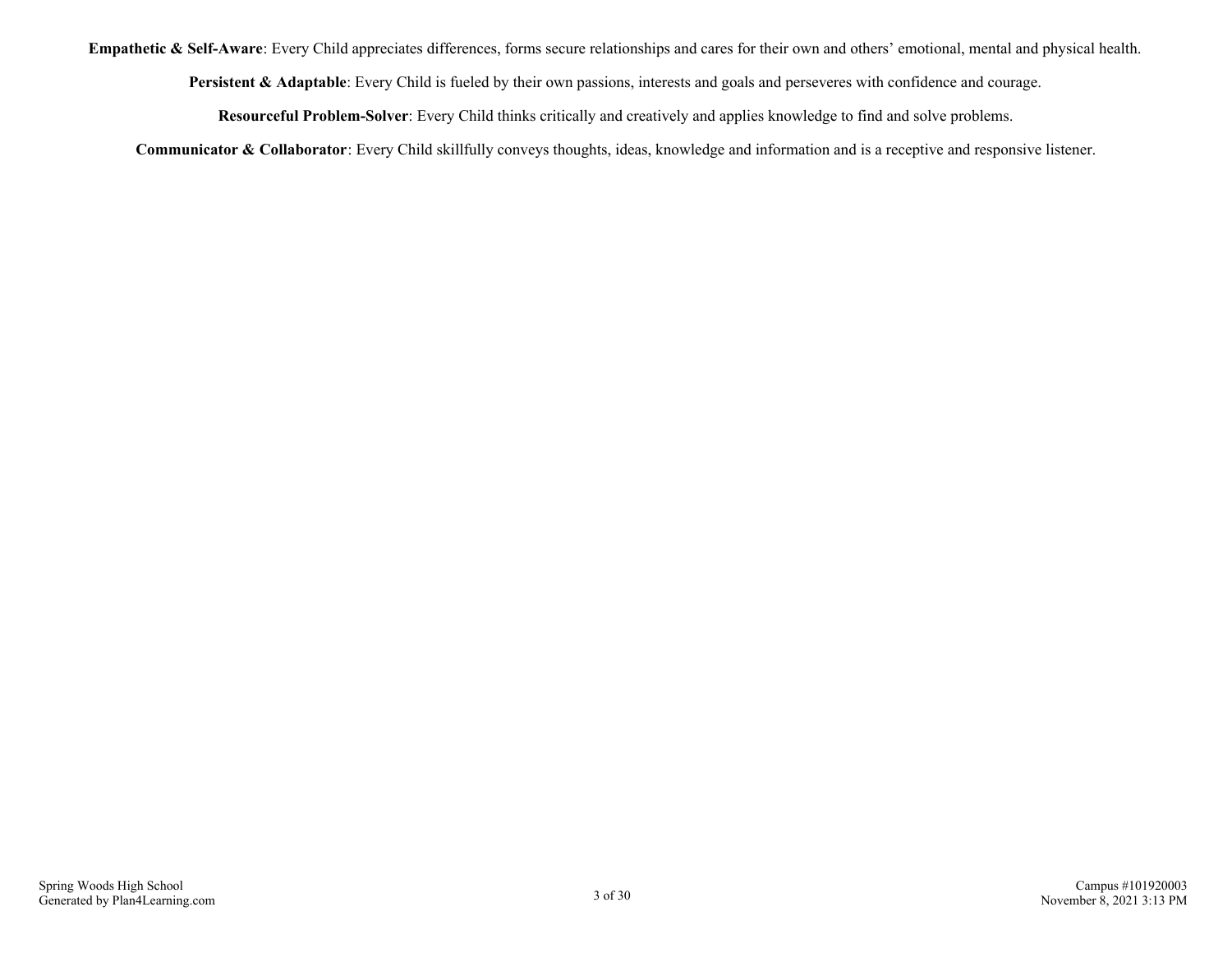**Empathetic & Self-Aware**: Every Child appreciates differences, forms secure relationships and cares for their own and others' emotional, mental and physical health.

**Persistent & Adaptable**: Every Child is fueled by their own passions, interests and goals and perseveres with confidence and courage.

**Resourceful Problem-Solver**: Every Child thinks critically and creatively and applies knowledge to find and solve problems.

**Communicator & Collaborator**: Every Child skillfully conveys thoughts, ideas, knowledge and information and is a receptive and responsive listener.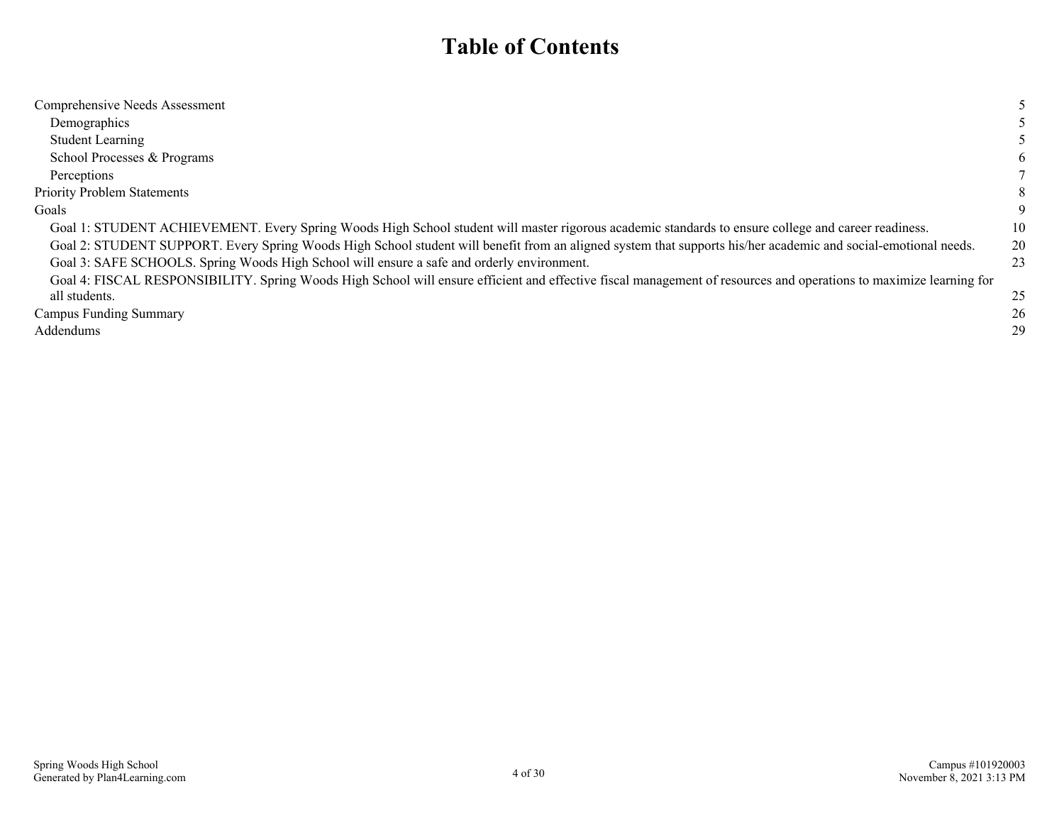# Table of Contents

| | |
|---|---|
| Comprehensive Needs Assessment | 5 |
| Demographics | 5 |
| Student Learning | 5 |
| School Processes & Programs | 6 |
| Perceptions | 7 |
| Priority Problem Statements | 8 |
| Goals | 9 |
| Goal 1: STUDENT ACHIEVEMENT. Every Spring Woods High School student will master rigorous academic standards to ensure college and career readiness. | 10 |
| Goal 2: STUDENT SUPPORT. Every Spring Woods High School student will benefit from an aligned system that supports his/her academic and social-emotional needs. | 20 |
| Goal 3: SAFE SCHOOLS. Spring Woods High School will ensure a safe and orderly environment. | 23 |
| Goal 4: FISCAL RESPONSIBILITY. Spring Woods High School will ensure efficient and effective fiscal management of resources and operations to maximize learning for all students. | 25 |
| Campus Funding Summary | 26 |
| Addendums | 29 |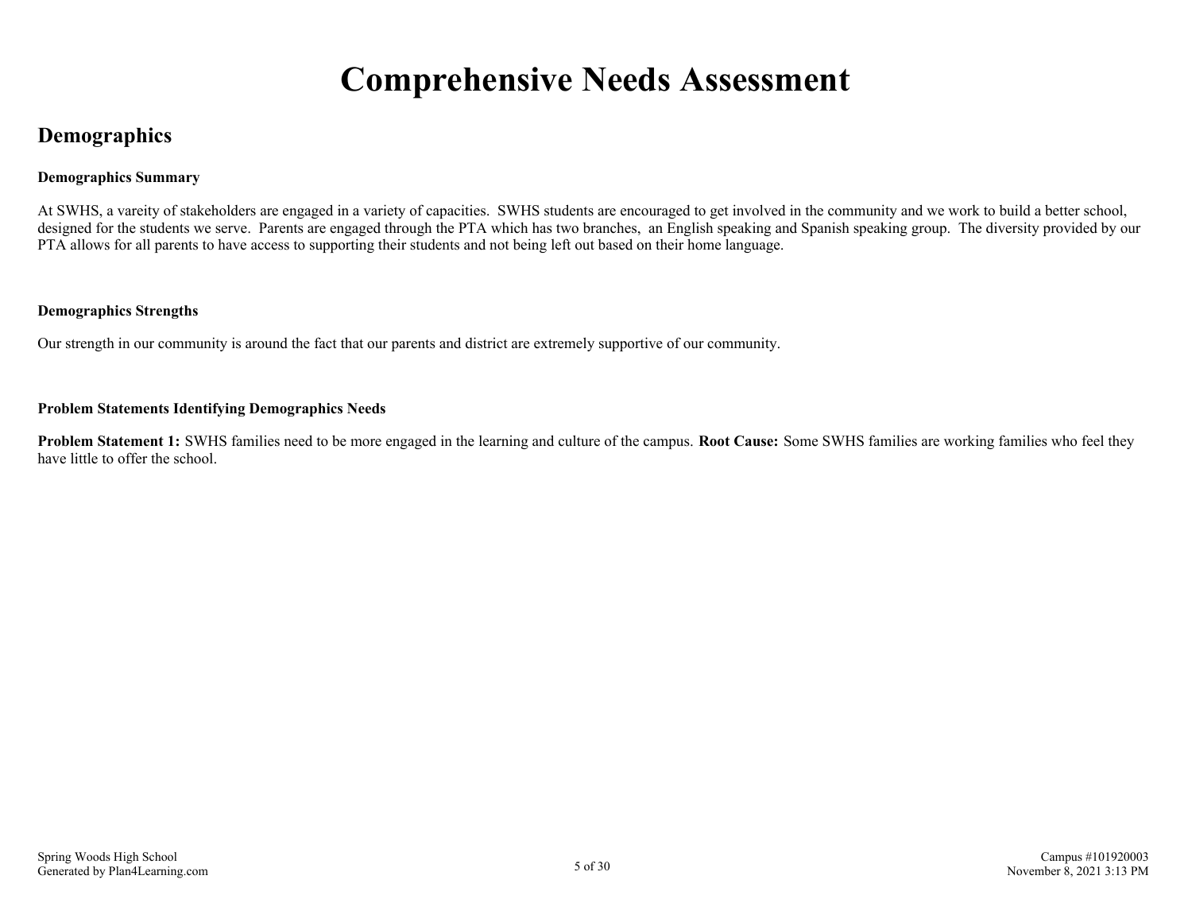# Comprehensive Needs Assessment

## Demographics

**Demographics Summary**

At SWHS, a vareity of stakeholders are engaged in a variety of capacities. SWHS students are encouraged to get involved in the community and we work to build a better school, designed for the students we serve. Parents are engaged through the PTA which has two branches, an English speaking and Spanish speaking group. The diversity provided by our PTA allows for all parents to have access to supporting their students and not being left out based on their home language.

**Demographics Strengths**

Our strength in our community is around the fact that our parents and district are extremely supportive of our community.

**Problem Statements Identifying Demographics Needs**

**Problem Statement 1:** SWHS families need to be more engaged in the learning and culture of the campus. **Root Cause:** Some SWHS families are working families who feel they have little to offer the school.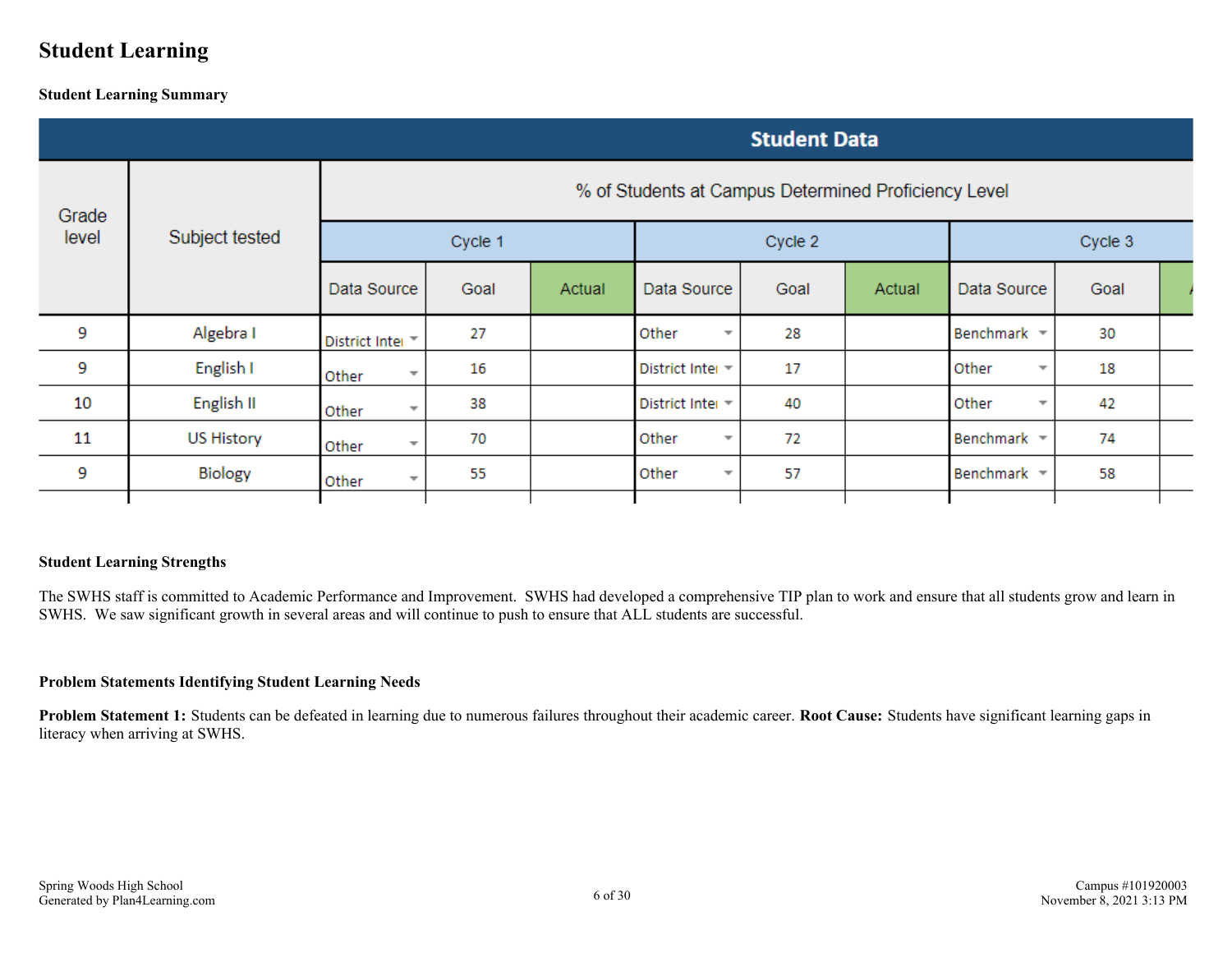# Student Learning

## Student Learning Summary

| Grade level | Subject tested | Student Data | | | | | | | | |
|---|---|---|---|---|---|---|---|---|---|---|
| | | % of Students at Campus Determined Proficiency Level | | | | | | | | |
| | | Cycle 1 | | | Cycle 2 | | | Cycle 3 | | |
| | | Data Source | Goal | Actual | Data Source | Goal | Actual | Data Source | Goal | A |
| 9 | Algebra I | District Inte | 27 | | Other | 28 | | Benchmark | 30 | |
| 9 | English I | Other | 16 | | District Inte | 17 | | Other | 18 | |
| 10 | English II | Other | 38 | | District Inte | 40 | | Other | 42 | |
| 11 | US History | Other | 70 | | Other | 72 | | Benchmark | 74 | |
| 9 | Biology | Other | 55 | | Other | 57 | | Benchmark | 58 | |

## Student Learning Strengths

The SWHS staff is committed to Academic Performance and Improvement. SWHS had developed a comprehensive TIP plan to work and ensure that all students grow and learn in SWHS. We saw significant growth in several areas and will continue to push to ensure that ALL students are successful.

## Problem Statements Identifying Student Learning Needs

**Problem Statement 1:** Students can be defeated in learning due to numerous failures throughout their academic career. **Root Cause:** Students have significant learning gaps in literacy when arriving at SWHS.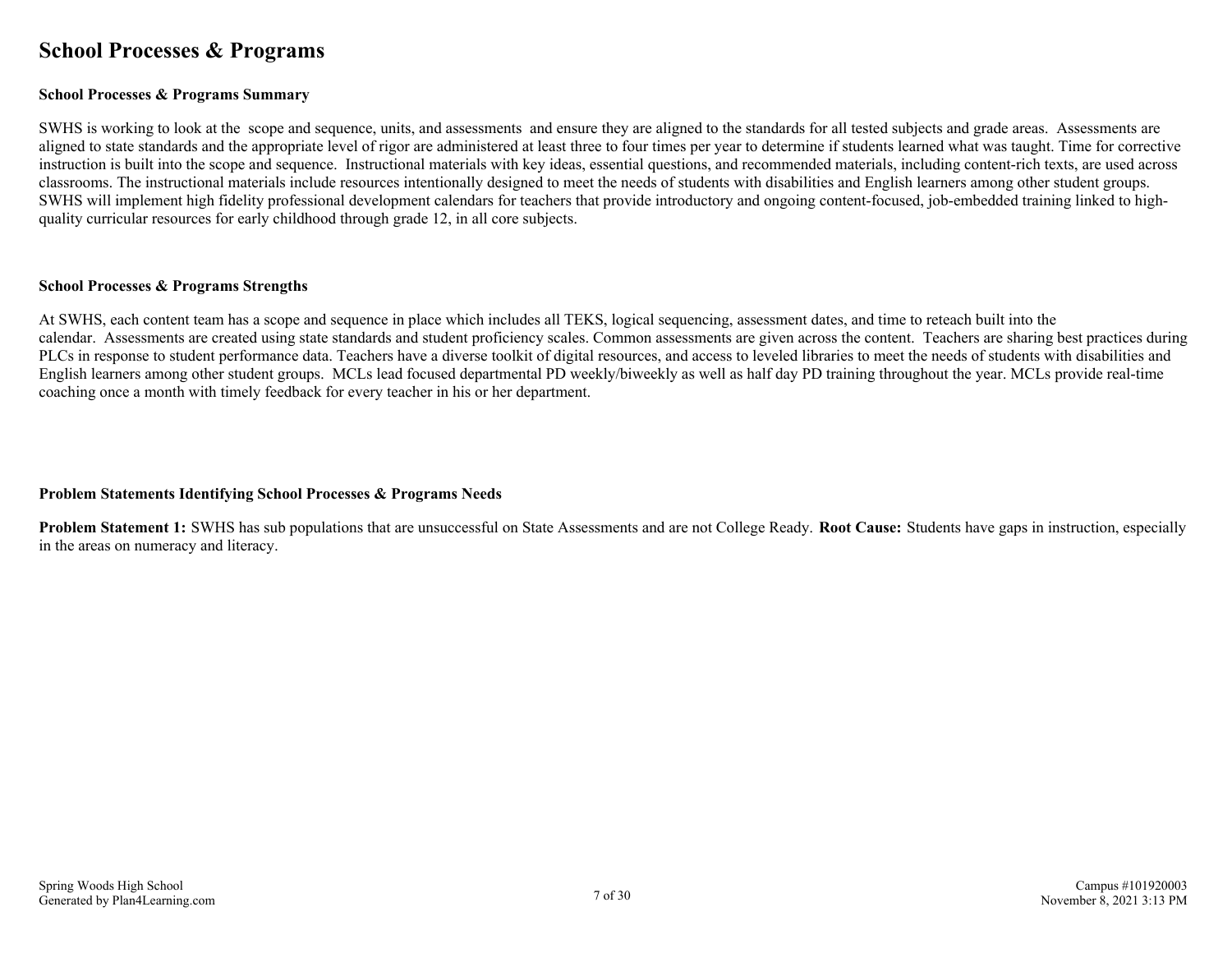# School Processes & Programs

### School Processes & Programs Summary

SWHS is working to look at the scope and sequence, units, and assessments and ensure they are aligned to the standards for all tested subjects and grade areas. Assessments are aligned to state standards and the appropriate level of rigor are administered at least three to four times per year to determine if students learned what was taught. Time for corrective instruction is built into the scope and sequence. Instructional materials with key ideas, essential questions, and recommended materials, including content-rich texts, are used across classrooms. The instructional materials include resources intentionally designed to meet the needs of students with disabilities and English learners among other student groups. SWHS will implement high fidelity professional development calendars for teachers that provide introductory and ongoing content-focused, job-embedded training linked to high-quality curricular resources for early childhood through grade 12, in all core subjects.

### School Processes & Programs Strengths

At SWHS, each content team has a scope and sequence in place which includes all TEKS, logical sequencing, assessment dates, and time to reteach built into the calendar. Assessments are created using state standards and student proficiency scales. Common assessments are given across the content. Teachers are sharing best practices during PLCs in response to student performance data. Teachers have a diverse toolkit of digital resources, and access to leveled libraries to meet the needs of students with disabilities and English learners among other student groups. MCLs lead focused departmental PD weekly/biweekly as well as half day PD training throughout the year. MCLs provide real-time coaching once a month with timely feedback for every teacher in his or her department.

### Problem Statements Identifying School Processes & Programs Needs

**Problem Statement 1:** SWHS has sub populations that are unsuccessful on State Assessments and are not College Ready. **Root Cause:** Students have gaps in instruction, especially in the areas on numeracy and literacy.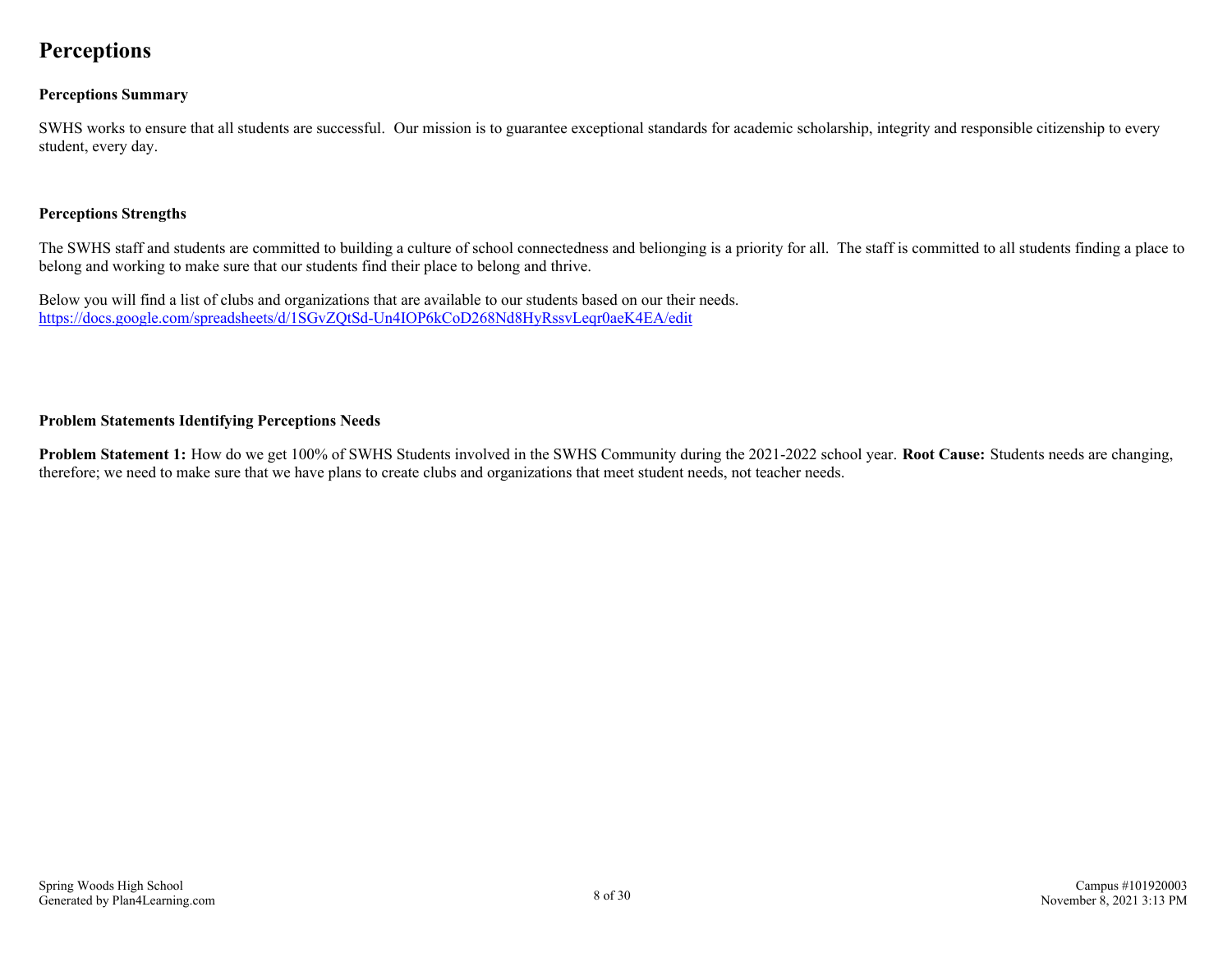# Perceptions

### Perceptions Summary

SWHS works to ensure that all students are successful. Our mission is to guarantee exceptional standards for academic scholarship, integrity and responsible citizenship to every student, every day.

### Perceptions Strengths

The SWHS staff and students are committed to building a culture of school connectedness and beliongsing is a priority for all. The staff is committed to all students finding a place to belong and working to make sure that our students find their place to belong and thrive.

Below you will find a list of clubs and organizations that are available to our students based on our their needs.
https://docs.google.com/spreadsheets/d/1SGvZQtSd-Un4IOP6kCoD268Nd8HyRssvLeqr0aeK4EA/edit

### Problem Statements Identifying Perceptions Needs

**Problem Statement 1:** How do we get 100% of SWHS Students involved in the SWHS Community during the 2021-2022 school year. **Root Cause:** Students needs are changing, therefore; we need to make sure that we have plans to create clubs and organizations that meet student needs, not teacher needs.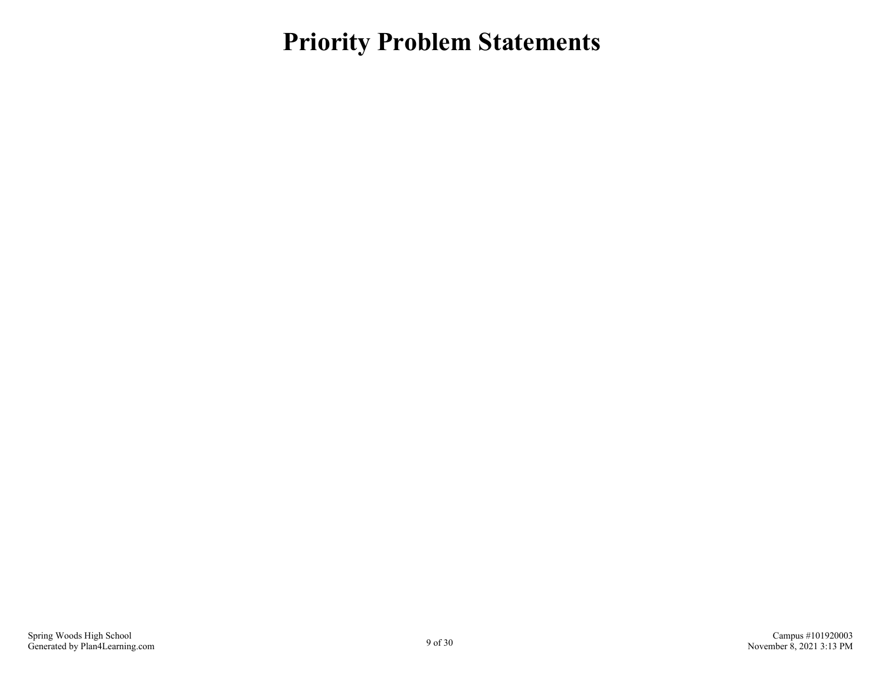# Priority Problem Statements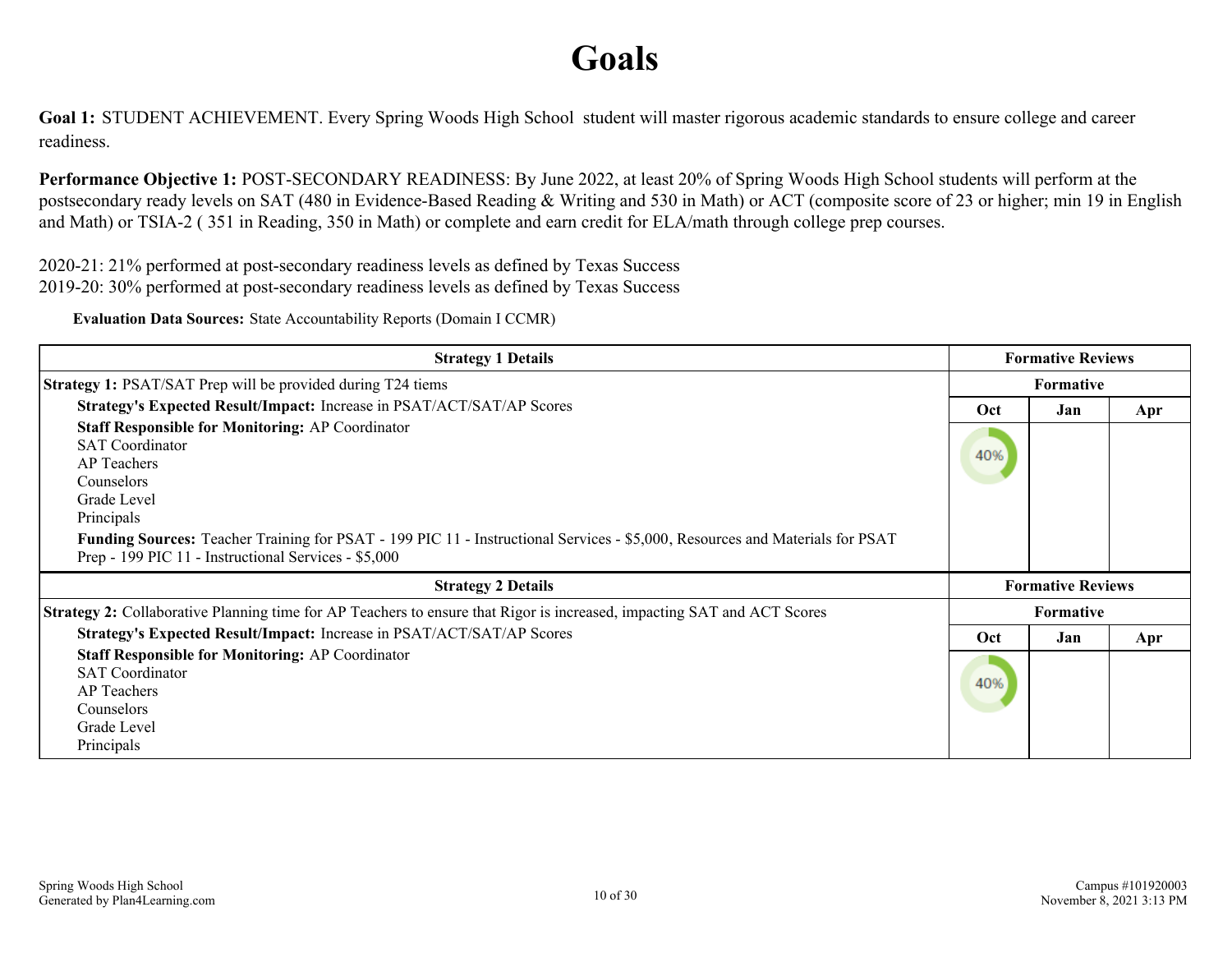# Goals

**Goal 1:** STUDENT ACHIEVEMENT. Every Spring Woods High School student will master rigorous academic standards to ensure college and career readiness.

**Performance Objective 1:** POST-SECONDARY READINESS: By June 2022, at least 20% of Spring Woods High School students will perform at the postsecondary ready levels on SAT (480 in Evidence-Based Reading & Writing and 530 in Math) or ACT (composite score of 23 or higher; min 19 in English and Math) or TSIA-2 ( 351 in Reading, 350 in Math) or complete and earn credit for ELA/math through college prep courses.

2020-21: 21% performed at post-secondary readiness levels as defined by Texas Success
2019-20: 30% performed at post-secondary readiness levels as defined by Texas Success

**Evaluation Data Sources:** State Accountability Reports (Domain I CCMR)

| Strategy 1 Details | Formative Reviews | | |
|---|---|---|---|
| **Strategy 1:** PSAT/SAT Prep will be provided during T24 tiems | Formative | | |
| **Strategy's Expected Result/Impact:** Increase in PSAT/ACT/SAT/AP Scores | Oct | Jan | Apr |
| **Staff Responsible for Monitoring:** AP Coordinator<br>SAT Coordinator<br>AP Teachers<br>Counselors<br>Grade Level<br>Principals<br>**Funding Sources:** Teacher Training for PSAT - 199 PIC 11 - Instructional Services - $5,000, Resources and Materials for PSAT Prep - 199 PIC 11 - Instructional Services - $5,000 | 40% | | |

| Strategy 2 Details | Formative Reviews | | |
|---|---|---|---|
| **Strategy 2:** Collaborative Planning time for AP Teachers to ensure that Rigor is increased, impacting SAT and ACT Scores | Formative | | |
| **Strategy's Expected Result/Impact:** Increase in PSAT/ACT/SAT/AP Scores | Oct | Jan | Apr |
| **Staff Responsible for Monitoring:** AP Coordinator<br>SAT Coordinator<br>AP Teachers<br>Counselors<br>Grade Level<br>Principals | 40% | | |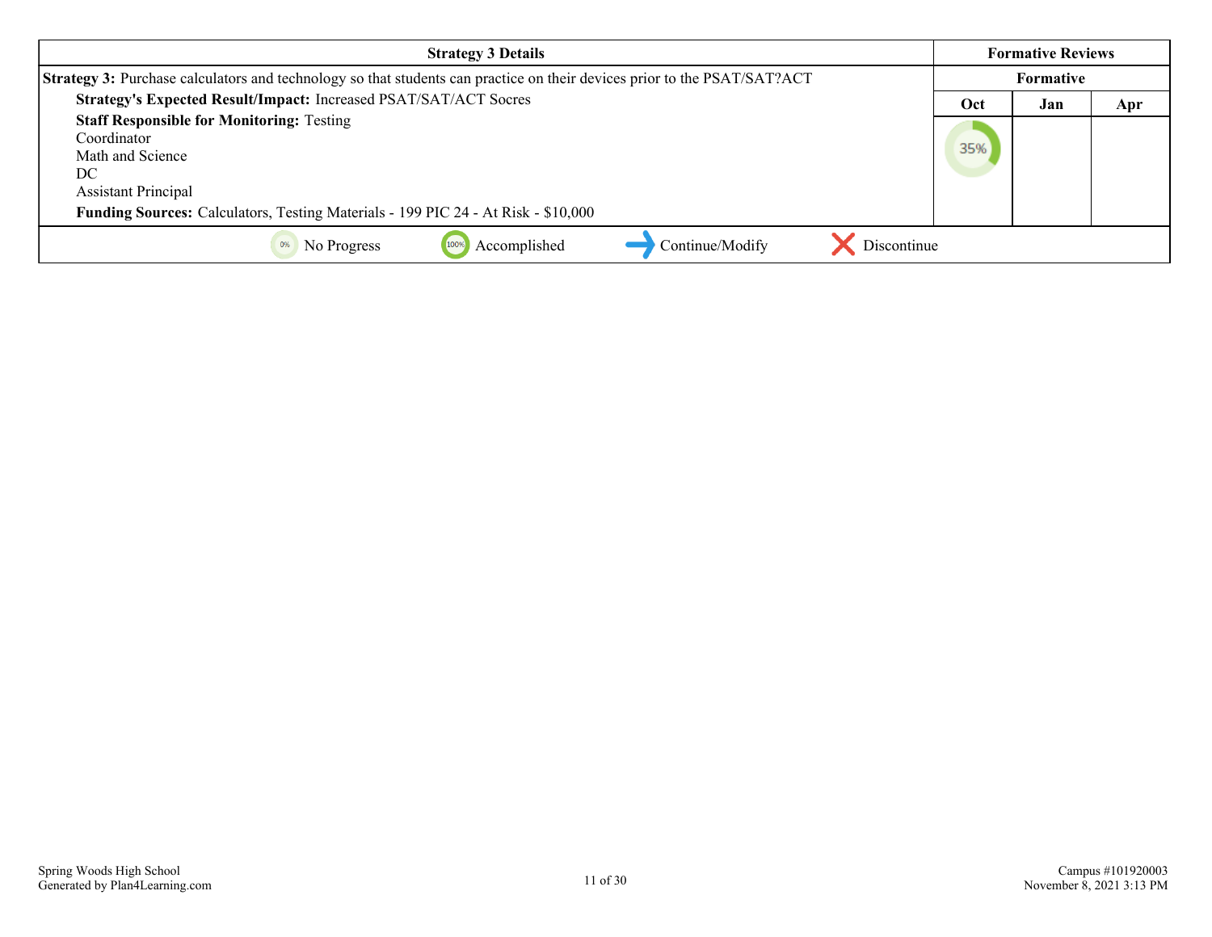| Strategy 3 Details | Formative Reviews | | |
|---|---|---|---|
| | Formative | | |
| **Strategy 3:** Purchase calculators and technology so that students can practice on their devices prior to the PSAT/SAT?ACT | Oct | Jan | Apr |
| **Strategy's Expected Result/Impact:** Increased PSAT/SAT/ACT Socres<br>**Staff Responsible for Monitoring:** Testing Coordinator<br>Math and Science<br>DC<br>Assistant Principal<br>**Funding Sources:** Calculators, Testing Materials - 199 PIC 24 - At Risk - $10,000 | 35% | | |

0% No Progress | 100% Accomplished | ➜ Continue/Modify | ✗ Discontinue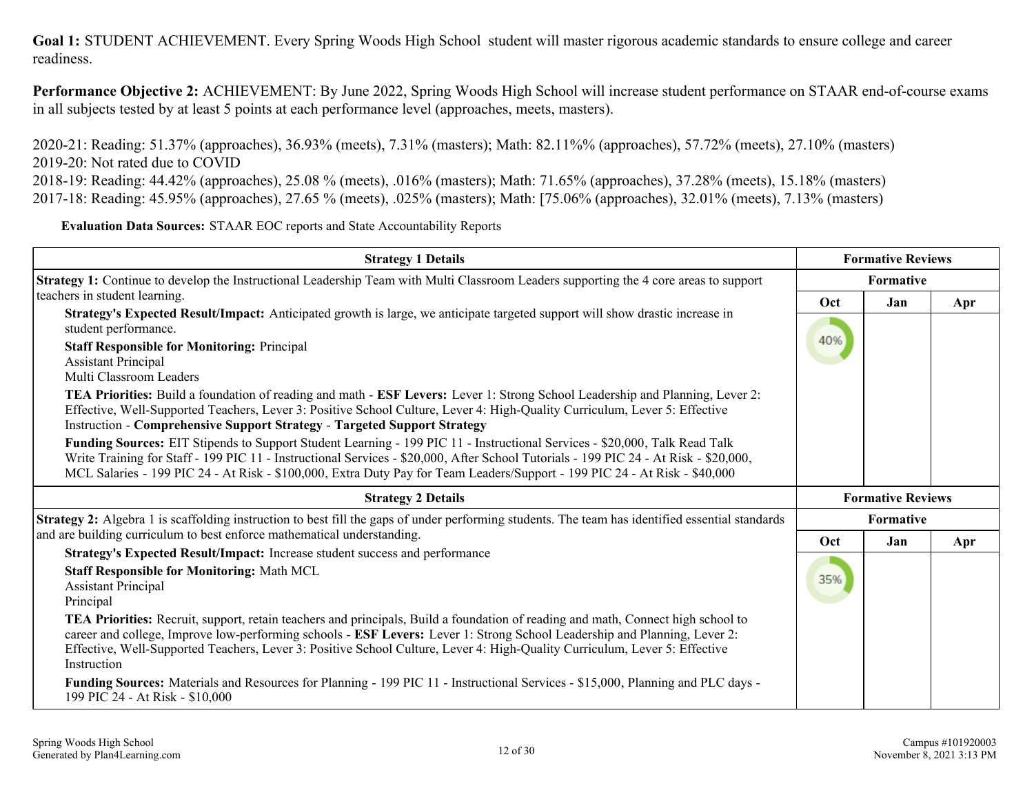**Goal 1:** STUDENT ACHIEVEMENT. Every Spring Woods High School student will master rigorous academic standards to ensure college and career readiness.

**Performance Objective 2:** ACHIEVEMENT: By June 2022, Spring Woods High School will increase student performance on STAAR end-of-course exams in all subjects tested by at least 5 points at each performance level (approaches, meets, masters).

2020-21: Reading: 51.37% (approaches), 36.93% (meets), 7.31% (masters); Math: 82.11%% (approaches), 57.72% (meets), 27.10% (masters)
2019-20: Not rated due to COVID
2018-19: Reading: 44.42% (approaches), 25.08 % (meets), .016% (masters); Math: 71.65% (approaches), 37.28% (meets), 15.18% (masters)
2017-18: Reading: 45.95% (approaches), 27.65 % (meets), .025% (masters); Math: [75.06% (approaches), 32.01% (meets), 7.13% (masters)

**Evaluation Data Sources:** STAAR EOC reports and State Accountability Reports

| Strategy 1 Details | Formative Reviews | | |
|---|---|---|---|
| | Formative | | |
| | Oct | Jan | Apr |
| **Strategy 1:** Continue to develop the Instructional Leadership Team with Multi Classroom Leaders supporting the 4 core areas to support teachers in student learning.<br>**Strategy's Expected Result/Impact:** Anticipated growth is large, we anticipate targeted support will show drastic increase in student performance.<br>**Staff Responsible for Monitoring:** Principal<br>Assistant Principal<br>Multi Classroom Leaders<br>**TEA Priorities:** Build a foundation of reading and math - **ESF Levers:** Lever 1: Strong School Leadership and Planning, Lever 2: Effective, Well-Supported Teachers, Lever 3: Positive School Culture, Lever 4: High-Quality Curriculum, Lever 5: Effective Instruction - **Comprehensive Support Strategy** - **Targeted Support Strategy**<br>**Funding Sources:** EIT Stipends to Support Student Learning - 199 PIC 11 - Instructional Services - $20,000, Talk Read Talk Write Training for Staff - 199 PIC 11 - Instructional Services - $20,000, After School Tutorials - 199 PIC 24 - At Risk - $20,000, MCL Salaries - 199 PIC 24 - At Risk - $100,000, Extra Duty Pay for Team Leaders/Support - 199 PIC 24 - At Risk - $40,000 | 40% | | |

| Strategy 2 Details | Formative Reviews | | |
|---|---|---|---|
| | Formative | | |
| | Oct | Jan | Apr |
| **Strategy 2:** Algebra 1 is scaffolding instruction to best fill the gaps of under performing students. The team has identified essential standards and are building curriculum to best enforce mathematical understanding.<br>**Strategy's Expected Result/Impact:** Increase student success and performance<br>**Staff Responsible for Monitoring:** Math MCL<br>Assistant Principal<br>Principal<br>**TEA Priorities:** Recruit, support, retain teachers and principals, Build a foundation of reading and math, Connect high school to career and college, Improve low-performing schools - **ESF Levers:** Lever 1: Strong School Leadership and Planning, Lever 2: Effective, Well-Supported Teachers, Lever 3: Positive School Culture, Lever 4: High-Quality Curriculum, Lever 5: Effective Instruction<br>**Funding Sources:** Materials and Resources for Planning - 199 PIC 11 - Instructional Services - $15,000, Planning and PLC days - 199 PIC 24 - At Risk - $10,000 | 35% | | |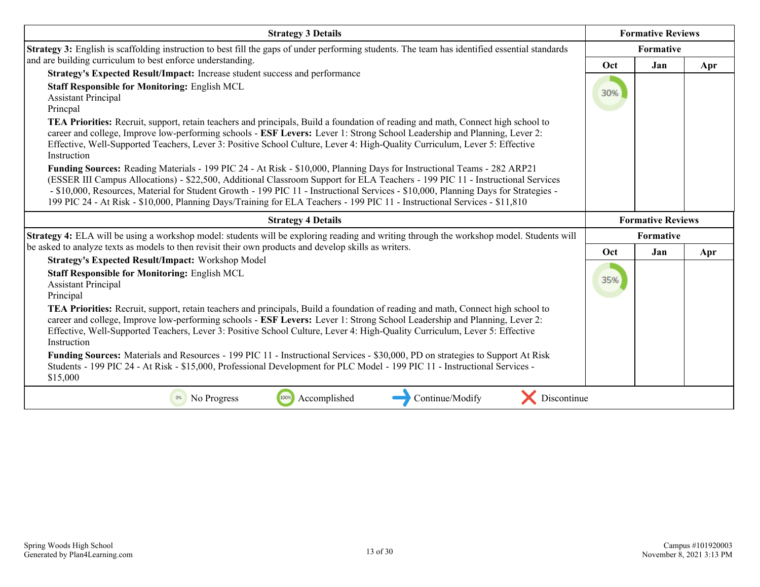| Strategy 3 Details | Formative Reviews | | |
|---|---|---|---|
| | Formative | | |
| **Strategy 3:** English is scaffolding instruction to best fill the gaps of under performing students. The team has identified essential standards and are building curriculum to best enforce understanding.<br>**Strategy's Expected Result/Impact:** Increase student success and performance<br>**Staff Responsible for Monitoring:** English MCL<br>Assistant Principal<br>Princpal<br>**TEA Priorities:** Recruit, support, retain teachers and principals, Build a foundation of reading and math, Connect high school to career and college, Improve low-performing schools - **ESF Levers:** Lever 1: Strong School Leadership and Planning, Lever 2: Effective, Well-Supported Teachers, Lever 3: Positive School Culture, Lever 4: High-Quality Curriculum, Lever 5: Effective Instruction<br>**Funding Sources:** Reading Materials - 199 PIC 24 - At Risk - $10,000, Planning Days for Instructional Teams - 282 ARP21 (ESSER III Campus Allocations) - $22,500, Additional Classroom Support for ELA Teachers - 199 PIC 11 - Instructional Services - $10,000, Resources, Material for Student Growth - 199 PIC 11 - Instructional Services - $10,000, Planning Days for Strategies - 199 PIC 24 - At Risk - $10,000, Planning Days/Training for ELA Teachers - 199 PIC 11 - Instructional Services - $11,810 | **Oct**<br>30% | **Jan** | **Apr** |

| Strategy 4 Details | Formative Reviews | | |
|---|---|---|---|
| | Formative | | |
| **Strategy 4:** ELA will be using a workshop model: students will be exploring reading and writing through the workshop model. Students will be asked to analyze texts as models to then revisit their own products and develop skills as writers.<br>**Strategy's Expected Result/Impact:** Workshop Model<br>**Staff Responsible for Monitoring:** English MCL<br>Assistant Principal<br>Principal<br>**TEA Priorities:** Recruit, support, retain teachers and principals, Build a foundation of reading and math, Connect high school to career and college, Improve low-performing schools - **ESF Levers:** Lever 1: Strong School Leadership and Planning, Lever 2: Effective, Well-Supported Teachers, Lever 3: Positive School Culture, Lever 4: High-Quality Curriculum, Lever 5: Effective Instruction<br>**Funding Sources:** Materials and Resources - 199 PIC 11 - Instructional Services - $30,000, PD on strategies to Support At Risk Students - 199 PIC 24 - At Risk - $15,000, Professional Development for PLC Model - 199 PIC 11 - Instructional Services - $15,000 | **Oct**<br>35% | **Jan** | **Apr** |

0% No Progress &nbsp;&nbsp; 100% Accomplished &nbsp;&nbsp; Continue/Modify &nbsp;&nbsp; Discontinue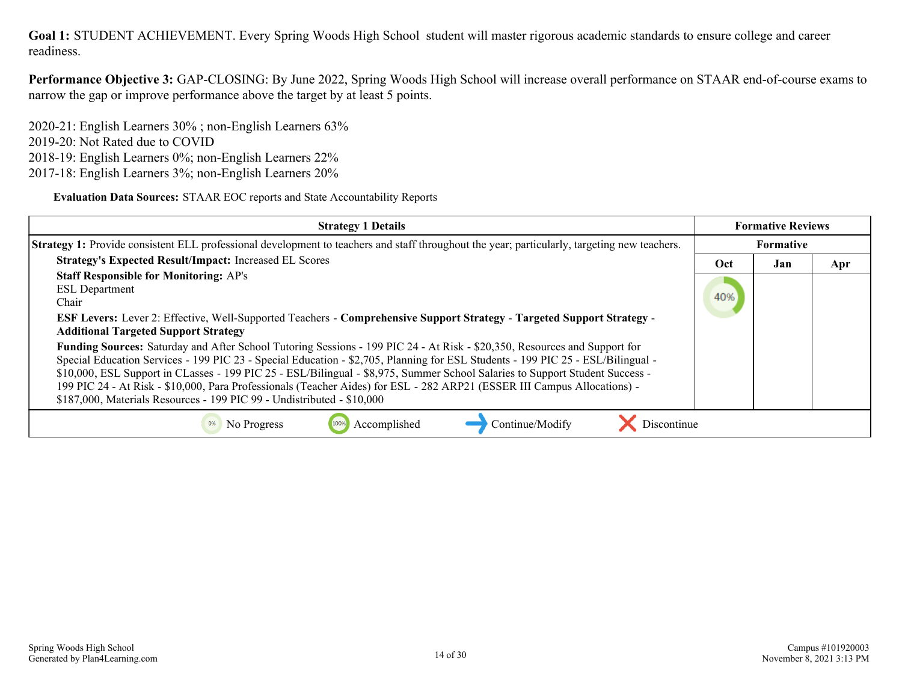**Goal 1:** STUDENT ACHIEVEMENT. Every Spring Woods High School student will master rigorous academic standards to ensure college and career readiness.

**Performance Objective 3:** GAP-CLOSING: By June 2022, Spring Woods High School will increase overall performance on STAAR end-of-course exams to narrow the gap or improve performance above the target by at least 5 points.

2020-21: English Learners 30% ; non-English Learners 63%
2019-20: Not Rated due to COVID
2018-19: English Learners 0%; non-English Learners 22%
2017-18: English Learners 3%; non-English Learners 20%

**Evaluation Data Sources:** STAAR EOC reports and State Accountability Reports

| Strategy 1 Details | Formative Reviews | | |
|---|---|---|---|
| | Formative | | |
| | Oct | Jan | Apr |
| **Strategy 1:** Provide consistent ELL professional development to teachers and staff throughout the year; particularly, targeting new teachers.<br>**Strategy's Expected Result/Impact:** Increased EL Scores<br>**Staff Responsible for Monitoring:** AP's<br>ESL Department<br>Chair<br>**ESF Levers:** Lever 2: Effective, Well-Supported Teachers - **Comprehensive Support Strategy** - **Targeted Support Strategy** - **Additional Targeted Support Strategy**<br>**Funding Sources:** Saturday and After School Tutoring Sessions - 199 PIC 24 - At Risk - $20,350, Resources and Support for Special Education Services - 199 PIC 23 - Special Education - $2,705, Planning for ESL Students - 199 PIC 25 - ESL/Bilingual - $10,000, ESL Support in CLasses - 199 PIC 25 - ESL/Bilingual - $8,975, Summer School Salaries to Support Student Success - 199 PIC 24 - At Risk - $10,000, Para Professionals (Teacher Aides) for ESL - 282 ARP21 (ESSER III Campus Allocations) - $187,000, Materials Resources - 199 PIC 99 - Undistributed - $10,000 | 40% | | |

0% No Progress | 100% Accomplished | Continue/Modify | Discontinue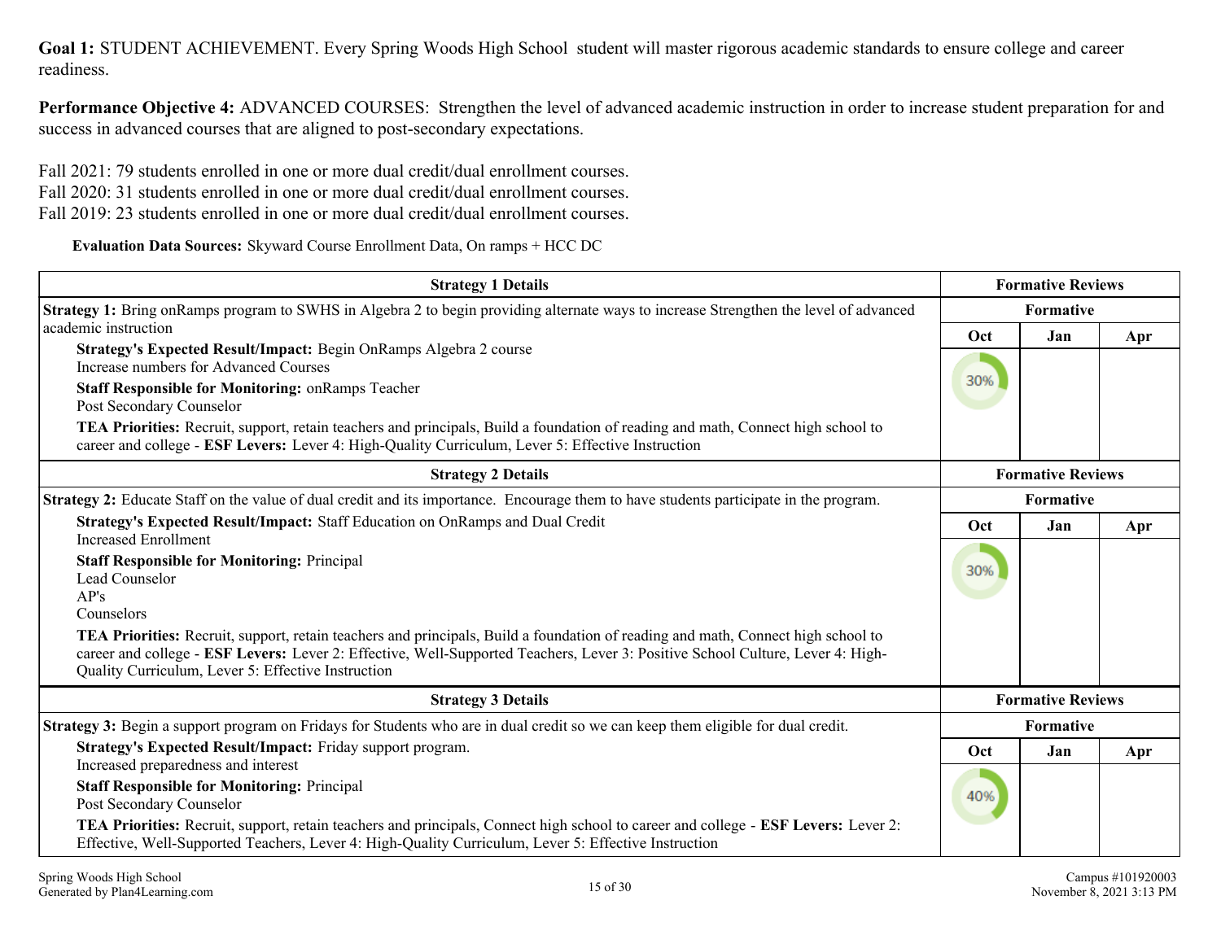**Goal 1:** STUDENT ACHIEVEMENT. Every Spring Woods High School student will master rigorous academic standards to ensure college and career readiness.

**Performance Objective 4:** ADVANCED COURSES: Strengthen the level of advanced academic instruction in order to increase student preparation for and success in advanced courses that are aligned to post-secondary expectations.

Fall 2021: 79 students enrolled in one or more dual credit/dual enrollment courses.
Fall 2020: 31 students enrolled in one or more dual credit/dual enrollment courses.
Fall 2019: 23 students enrolled in one or more dual credit/dual enrollment courses.

**Evaluation Data Sources:** Skyward Course Enrollment Data, On ramps + HCC DC

| Strategy 1 Details | Formative Reviews | | |
|---|---|---|---|
| | Formative | | |
| | Oct | Jan | Apr |
| **Strategy 1:** Bring onRamps program to SWHS in Algebra 2 to begin providing alternate ways to increase Strengthen the level of advanced academic instruction<br>**Strategy's Expected Result/Impact:** Begin OnRamps Algebra 2 course<br>Increase numbers for Advanced Courses<br>**Staff Responsible for Monitoring:** onRamps Teacher<br>Post Secondary Counselor<br>**TEA Priorities:** Recruit, support, retain teachers and principals, Build a foundation of reading and math, Connect high school to career and college - **ESF Levers:** Lever 4: High-Quality Curriculum, Lever 5: Effective Instruction | 30% | | |

| Strategy 2 Details | Formative Reviews | | |
|---|---|---|---|
| | Formative | | |
| | Oct | Jan | Apr |
| **Strategy 2:** Educate Staff on the value of dual credit and its importance. Encourage them to have students participate in the program.<br>**Strategy's Expected Result/Impact:** Staff Education on OnRamps and Dual Credit<br>Increased Enrollment<br>**Staff Responsible for Monitoring:** Principal<br>Lead Counselor<br>AP's<br>Counselors<br>**TEA Priorities:** Recruit, support, retain teachers and principals, Build a foundation of reading and math, Connect high school to career and college - **ESF Levers:** Lever 2: Effective, Well-Supported Teachers, Lever 3: Positive School Culture, Lever 4: High-Quality Curriculum, Lever 5: Effective Instruction | 30% | | |

| Strategy 3 Details | Formative Reviews | | |
|---|---|---|---|
| | Formative | | |
| | Oct | Jan | Apr |
| **Strategy 3:** Begin a support program on Fridays for Students who are in dual credit so we can keep them eligible for dual credit.<br>**Strategy's Expected Result/Impact:** Friday support program.<br>Increased preparedness and interest<br>**Staff Responsible for Monitoring:** Principal<br>Post Secondary Counselor<br>**TEA Priorities:** Recruit, support, retain teachers and principals, Connect high school to career and college - **ESF Levers:** Lever 2: Effective, Well-Supported Teachers, Lever 4: High-Quality Curriculum, Lever 5: Effective Instruction | 40% | | |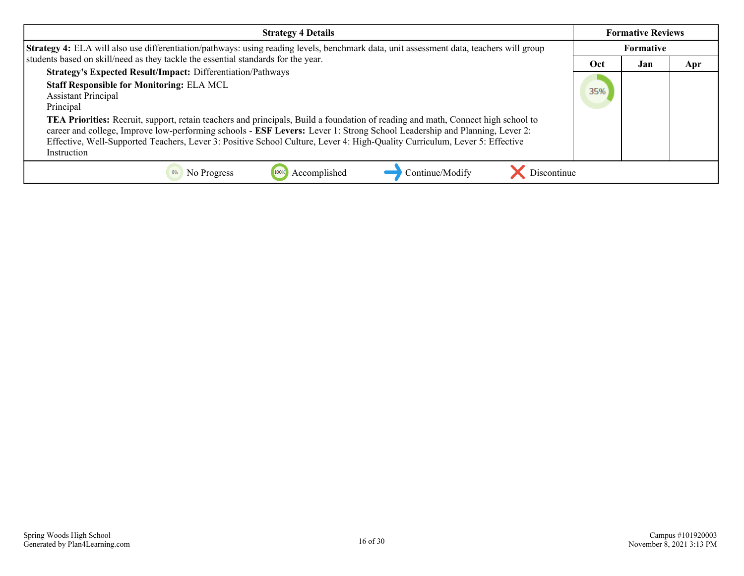| Strategy 4 Details | Formative Reviews | | |
|---|---|---|---|
| | Formative | | |
| | Oct | Jan | Apr |
| **Strategy 4:** ELA will also use differentiation/pathways: using reading levels, benchmark data, unit assessment data, teachers will group students based on skill/need as they tackle the essential standards for the year.<br>**Strategy's Expected Result/Impact:** Differentiation/Pathways<br>**Staff Responsible for Monitoring:** ELA MCL<br>Assistant Principal<br>Principal<br>**TEA Priorities:** Recruit, support, retain teachers and principals, Build a foundation of reading and math, Connect high school to career and college, Improve low-performing schools - **ESF Levers:** Lever 1: Strong School Leadership and Planning, Lever 2: Effective, Well-Supported Teachers, Lever 3: Positive School Culture, Lever 4: High-Quality Curriculum, Lever 5: Effective Instruction | 35% | | |

0% No Progress | 100% Accomplished | Continue/Modify | Discontinue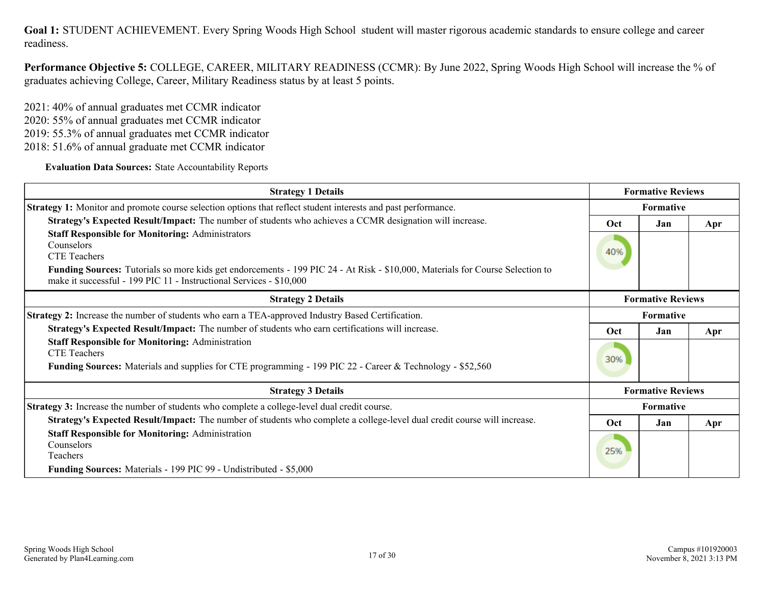**Goal 1:** STUDENT ACHIEVEMENT. Every Spring Woods High School student will master rigorous academic standards to ensure college and career readiness.

**Performance Objective 5:** COLLEGE, CAREER, MILITARY READINESS (CCMR): By June 2022, Spring Woods High School will increase the % of graduates achieving College, Career, Military Readiness status by at least 5 points.

2021: 40% of annual graduates met CCMR indicator
2020: 55% of annual graduates met CCMR indicator
2019: 55.3% of annual graduates met CCMR indicator
2018: 51.6% of annual graduate met CCMR indicator

**Evaluation Data Sources:** State Accountability Reports

| Strategy 1 Details | Formative Reviews | | |
|---|---|---|---|
| **Strategy 1:** Monitor and promote course selection options that reflect student interests and past performance. | Formative | | |
| **Strategy's Expected Result/Impact:** The number of students who achieves a CCMR designation will increase.<br>**Staff Responsible for Monitoring:** Administrators<br>Counselors<br>CTE Teachers<br>**Funding Sources:** Tutorials so more kids get endorsements - 199 PIC 24 - At Risk - $10,000, Materials for Course Selection to make it successful - 199 PIC 11 - Instructional Services - $10,000 | Oct | Jan | Apr |
| | 40% | | |

| Strategy 2 Details | Formative Reviews | | |
|---|---|---|---|
| **Strategy 2:** Increase the number of students who earn a TEA-approved Industry Based Certification. | Formative | | |
| **Strategy's Expected Result/Impact:** The number of students who earn certifications will increase.<br>**Staff Responsible for Monitoring:** Administration<br>CTE Teachers<br>**Funding Sources:** Materials and supplies for CTE programming - 199 PIC 22 - Career & Technology - $52,560 | Oct | Jan | Apr |
| | 30% | | |

| Strategy 3 Details | Formative Reviews | | |
|---|---|---|---|
| **Strategy 3:** Increase the number of students who complete a college-level dual credit course. | Formative | | |
| **Strategy's Expected Result/Impact:** The number of students who complete a college-level dual credit course will increase.<br>**Staff Responsible for Monitoring:** Administration<br>Counselors<br>Teachers<br>**Funding Sources:** Materials - 199 PIC 99 - Undistributed - $5,000 | Oct | Jan | Apr |
| | 25% | | |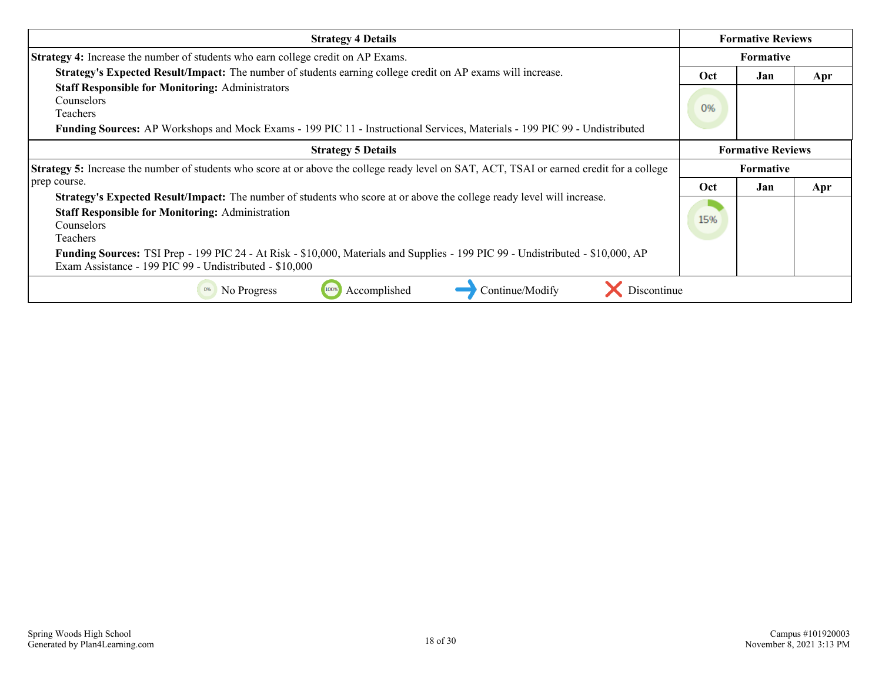| Strategy 4 Details | Formative Reviews | | |
|---|---|---|---|
| **Strategy 4:** Increase the number of students who earn college credit on AP Exams. | Formative | | |
| **Strategy's Expected Result/Impact:** The number of students earning college credit on AP exams will increase.<br>**Staff Responsible for Monitoring:** Administrators<br>Counselors<br>Teachers<br>**Funding Sources:** AP Workshops and Mock Exams - 199 PIC 11 - Instructional Services, Materials - 199 PIC 99 - Undistributed | Oct | Jan | Apr |
| | 0% | | |

| Strategy 5 Details | Formative Reviews | | |
|---|---|---|---|
| **Strategy 5:** Increase the number of students who score at or above the college ready level on SAT, ACT, TSAI or earned credit for a college prep course. | Formative | | |
| **Strategy's Expected Result/Impact:** The number of students who score at or above the college ready level will increase.<br>**Staff Responsible for Monitoring:** Administration<br>Counselors<br>Teachers<br>**Funding Sources:** TSI Prep - 199 PIC 24 - At Risk - $10,000, Materials and Supplies - 199 PIC 99 - Undistributed - $10,000, AP Exam Assistance - 199 PIC 99 - Undistributed - $10,000 | Oct | Jan | Apr |
| | 15% | | |

0% No Progress | 100% Accomplished | Continue/Modify | Discontinue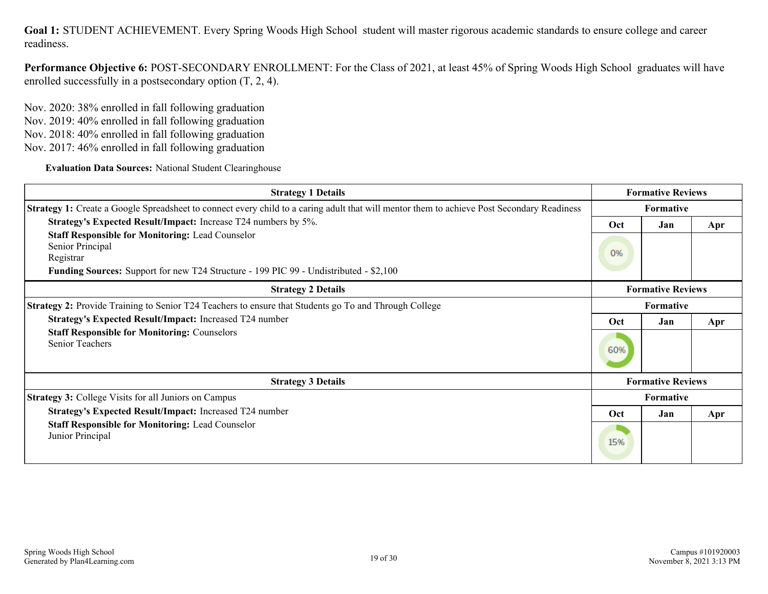**Goal 1:** STUDENT ACHIEVEMENT. Every Spring Woods High School student will master rigorous academic standards to ensure college and career readiness.

**Performance Objective 6:** POST-SECONDARY ENROLLMENT: For the Class of 2021, at least 45% of Spring Woods High School graduates will have enrolled successfully in a postsecondary option (T, 2, 4).

Nov. 2020: 38% enrolled in fall following graduation
Nov. 2019: 40% enrolled in fall following graduation
Nov. 2018: 40% enrolled in fall following graduation
Nov. 2017: 46% enrolled in fall following graduation

**Evaluation Data Sources:** National Student Clearinghouse

| Strategy 1 Details | Formative Reviews | | |
|---|---|---|---|
| **Strategy 1:** Create a Google Spreadsheet to connect every child to a caring adult that will mentor them to achieve Post Secondary Readiness | Formative | | |
| **Strategy's Expected Result/Impact:** Increase T24 numbers by 5%.<br>**Staff Responsible for Monitoring:** Lead Counselor<br>Senior Principal<br>Registrar<br>**Funding Sources:** Support for new T24 Structure - 199 PIC 99 - Undistributed - $2,100 | Oct | Jan | Apr |
| | 0% | | |

| Strategy 2 Details | Formative Reviews | | |
|---|---|---|---|
| **Strategy 2:** Provide Training to Senior T24 Teachers to ensure that Students go To and Through College | Formative | | |
| **Strategy's Expected Result/Impact:** Increased T24 number<br>**Staff Responsible for Monitoring:** Counselors<br>Senior Teachers | Oct | Jan | Apr |
| | 60% | | |

| Strategy 3 Details | Formative Reviews | | |
|---|---|---|---|
| **Strategy 3:** College Visits for all Juniors on Campus | Formative | | |
| **Strategy's Expected Result/Impact:** Increased T24 number<br>**Staff Responsible for Monitoring:** Lead Counselor<br>Junior Principal | Oct | Jan | Apr |
| | 15% | | |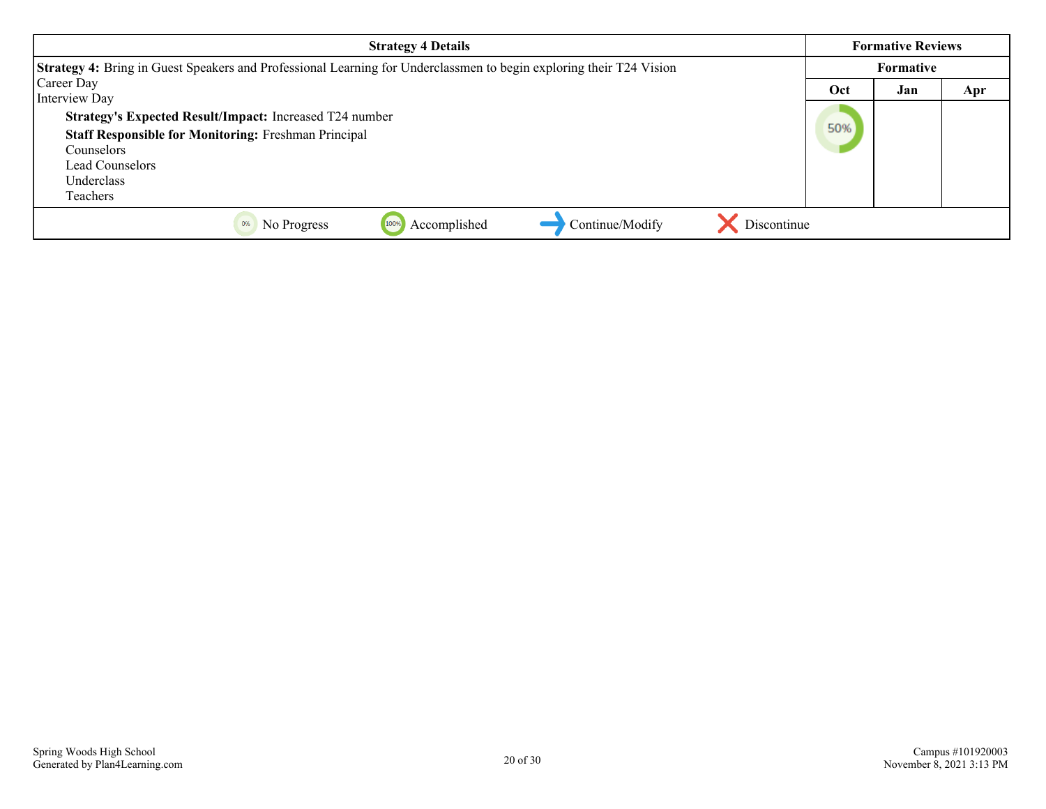| Strategy 4 Details | Formative Reviews | | |
|---|---|---|---|
| **Strategy 4:** Bring in Guest Speakers and Professional Learning for Underclassmen to begin exploring their T24 Vision<br>Career Day<br>Interview Day<br>**Strategy's Expected Result/Impact:** Increased T24 number<br>**Staff Responsible for Monitoring:** Freshman Principal<br>Counselors<br>Lead Counselors<br>Underclass<br>Teachers | Formative | | |
| | Oct | Jan | Apr |
| | 50% | | |

0% No Progress | 100% Accomplished | Continue/Modify | Discontinue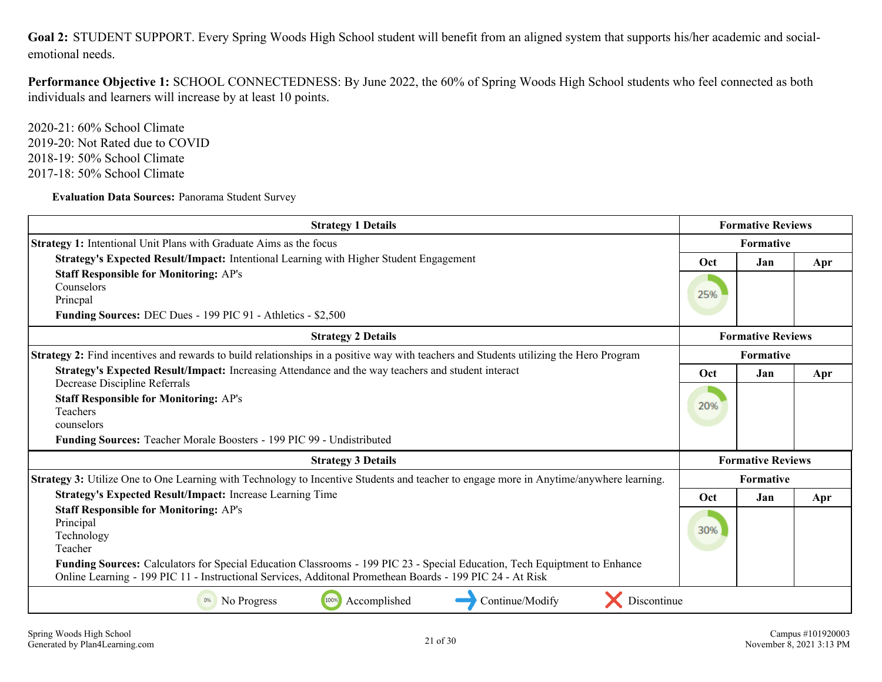**Goal 2:** STUDENT SUPPORT. Every Spring Woods High School student will benefit from an aligned system that supports his/her academic and social-emotional needs.

**Performance Objective 1:** SCHOOL CONNECTEDNESS: By June 2022, the 60% of Spring Woods High School students who feel connected as both individuals and learners will increase by at least 10 points.

2020-21: 60% School Climate
2019-20: Not Rated due to COVID
2018-19: 50% School Climate
2017-18: 50% School Climate

**Evaluation Data Sources:** Panorama Student Survey

| Strategy 1 Details | Formative Reviews | | |
|---|---|---|---|
| **Strategy 1:** Intentional Unit Plans with Graduate Aims as the focus | Formative | | |
| **Strategy's Expected Result/Impact:** Intentional Learning with Higher Student Engagement<br>**Staff Responsible for Monitoring:** AP's<br>Counselors<br>Princpal<br>**Funding Sources:** DEC Dues - 199 PIC 91 - Athletics - $2,500 | Oct | Jan | Apr |
| | 25% | | |

| Strategy 2 Details | Formative Reviews | | |
|---|---|---|---|
| **Strategy 2:** Find incentives and rewards to build relationships in a positive way with teachers and Students utilizing the Hero Program | Formative | | |
| **Strategy's Expected Result/Impact:** Increasing Attendance and the way teachers and student interact<br>Decrease Discipline Referrals<br>**Staff Responsible for Monitoring:** AP's<br>Teachers<br>counselors<br>**Funding Sources:** Teacher Morale Boosters - 199 PIC 99 - Undistributed | Oct | Jan | Apr |
| | 20% | | |

| Strategy 3 Details | Formative Reviews | | |
|---|---|---|---|
| **Strategy 3:** Utilize One to One Learning with Technology to Incentive Students and teacher to engage more in Anytime/anywhere learning. | Formative | | |
| **Strategy's Expected Result/Impact:** Increase Learning Time<br>**Staff Responsible for Monitoring:** AP's<br>Principal<br>Technology<br>Teacher<br>**Funding Sources:** Calculators for Special Education Classrooms - 199 PIC 23 - Special Education, Tech Equiptment to Enhance Online Learning - 199 PIC 11 - Instructional Services, Additonal Promethean Boards - 199 PIC 24 - At Risk | Oct | Jan | Apr |
| | 30% | | |

0% No Progress | 100% Accomplished | Continue/Modify | Discontinue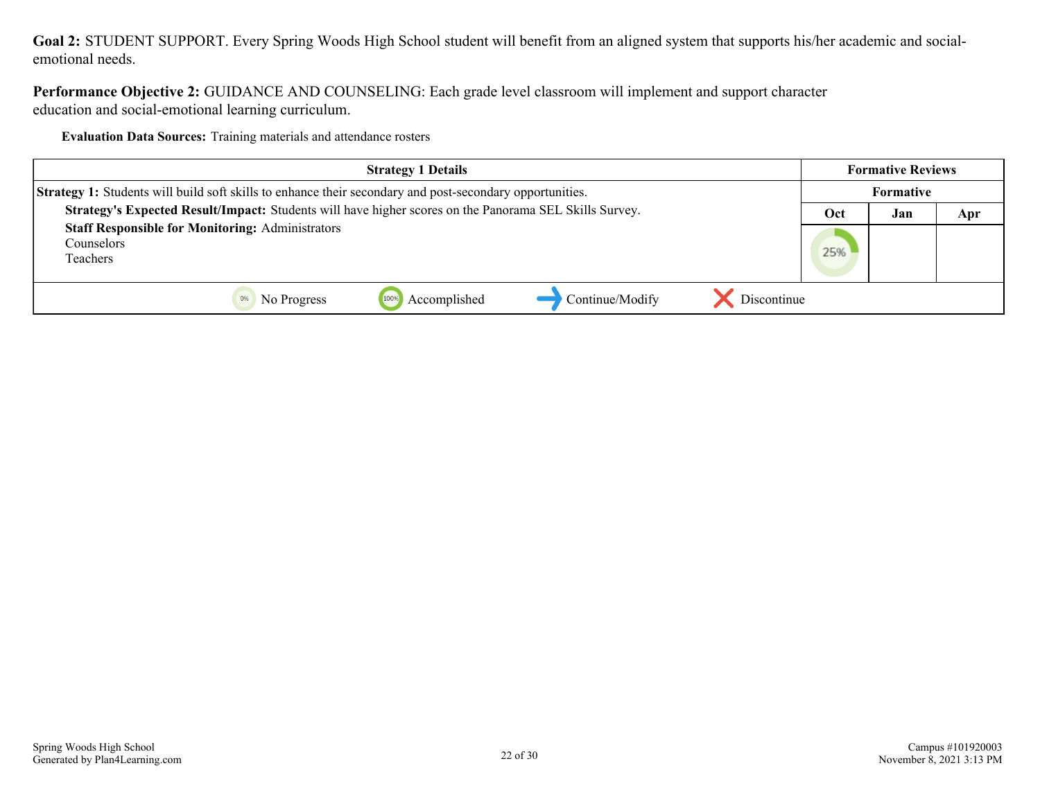**Goal 2:** STUDENT SUPPORT. Every Spring Woods High School student will benefit from an aligned system that supports his/her academic and social-emotional needs.

**Performance Objective 2:** GUIDANCE AND COUNSELING: Each grade level classroom will implement and support character education and social-emotional learning curriculum.

**Evaluation Data Sources:** Training materials and attendance rosters

| Strategy 1 Details | Formative Reviews | | |
|---|---|---|---|
| | Formative | | |
| **Strategy 1:** Students will build soft skills to enhance their secondary and post-secondary opportunities.<br>**Strategy's Expected Result/Impact:** Students will have higher scores on the Panorama SEL Skills Survey.<br>**Staff Responsible for Monitoring:** Administrators<br>Counselors<br>Teachers | Oct | Jan | Apr |
| | 25% | | |

0% No Progress | 100% Accomplished | Continue/Modify | Discontinue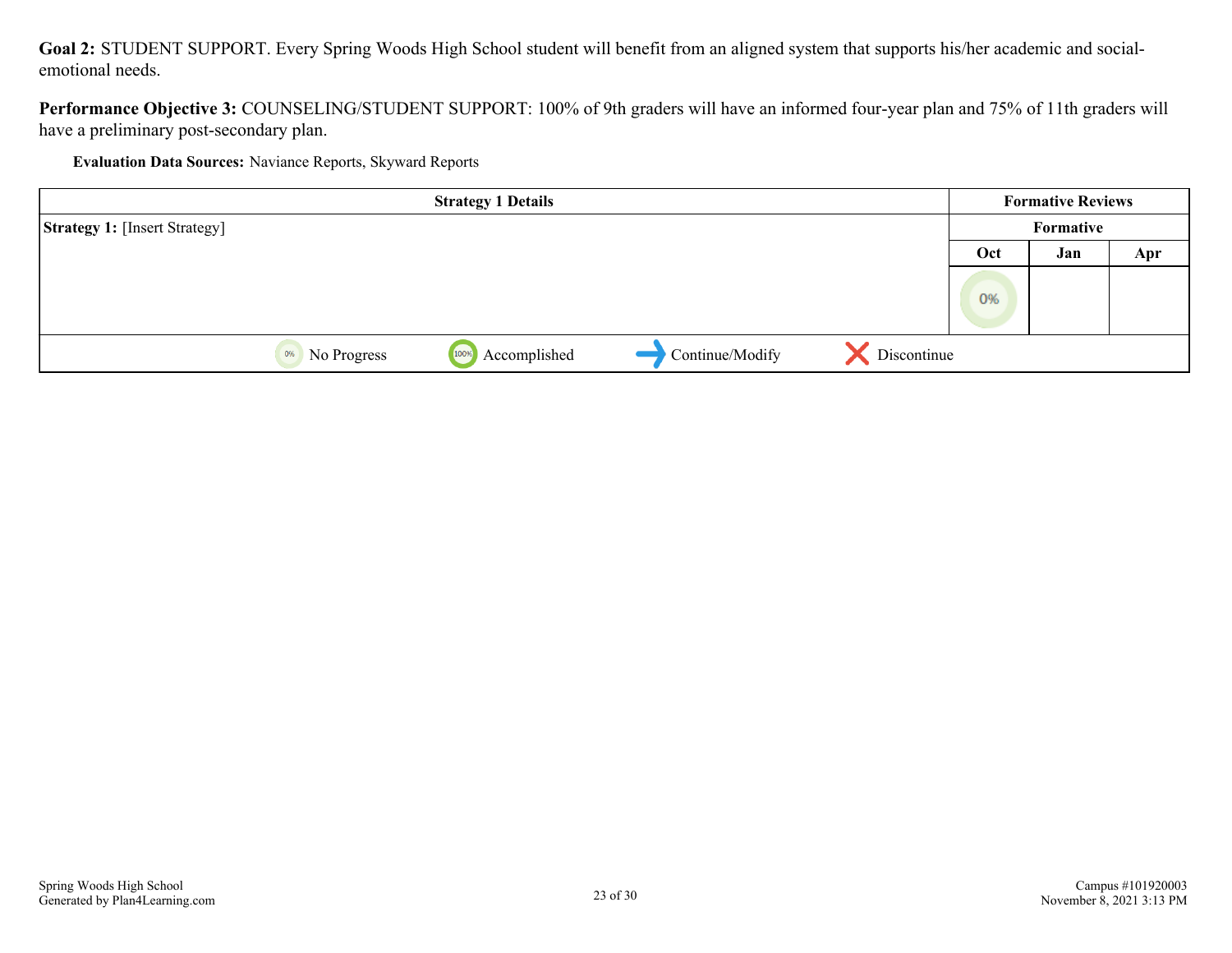**Goal 2:** STUDENT SUPPORT. Every Spring Woods High School student will benefit from an aligned system that supports his/her academic and social-emotional needs.

**Performance Objective 3:** COUNSELING/STUDENT SUPPORT: 100% of 9th graders will have an informed four-year plan and 75% of 11th graders will have a preliminary post-secondary plan.

**Evaluation Data Sources:** Naviance Reports, Skyward Reports

| Strategy 1 Details | Formative Reviews | | |
|---|---|---|---|
| | Formative | | |
| **Strategy 1:** [Insert Strategy] | Oct | Jan | Apr |
| | 0% | | |

0% No Progress | 100% Accomplished | Continue/Modify | Discontinue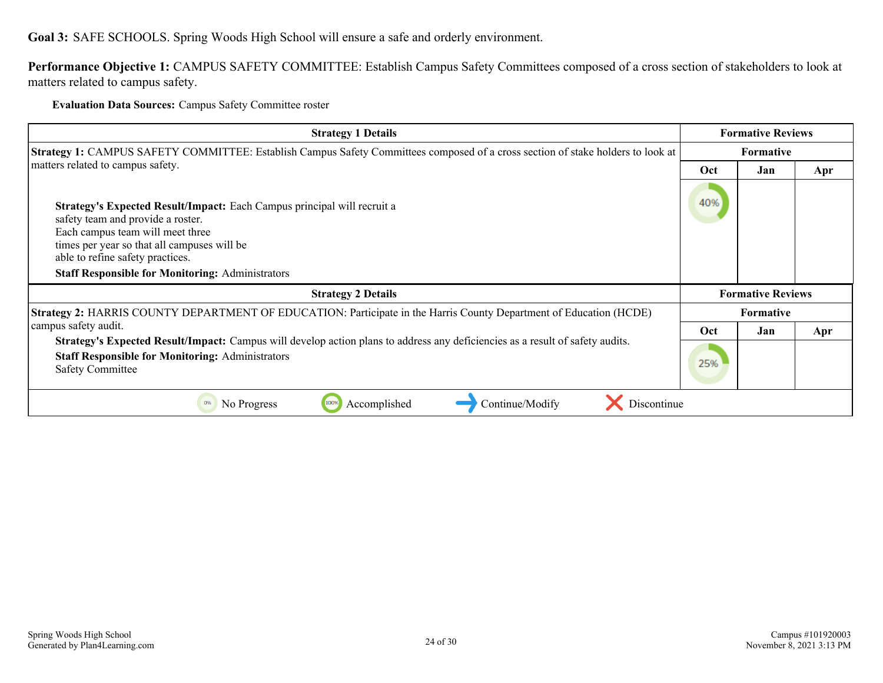**Goal 3:** SAFE SCHOOLS. Spring Woods High School will ensure a safe and orderly environment.

**Performance Objective 1:** CAMPUS SAFETY COMMITTEE: Establish Campus Safety Committees composed of a cross section of stakeholders to look at matters related to campus safety.

**Evaluation Data Sources:** Campus Safety Committee roster

| Strategy 1 Details | Formative Reviews | | |
|---|---|---|---|
| **Strategy 1:** CAMPUS SAFETY COMMITTEE: Establish Campus Safety Committees composed of a cross section of stake holders to look at matters related to campus safety.<br><br>**Strategy's Expected Result/Impact:** Each Campus principal will recruit a safety team and provide a roster. Each campus team will meet three times per year so that all campuses will be able to refine safety practices.<br>**Staff Responsible for Monitoring:** Administrators | **Formative** | | |
| | Oct | Jan | Apr |
| | 40% | | |

| Strategy 2 Details | Formative Reviews | | |
|---|---|---|---|
| **Strategy 2:** HARRIS COUNTY DEPARTMENT OF EDUCATION: Participate in the Harris County Department of Education (HCDE) campus safety audit.<br>**Strategy's Expected Result/Impact:** Campus will develop action plans to address any deficiencies as a result of safety audits.<br>**Staff Responsible for Monitoring:** Administrators<br>Safety Committee | **Formative** | | |
| | Oct | Jan | Apr |
| | 25% | | |

0% No Progress | 100% Accomplished | Continue/Modify | Discontinue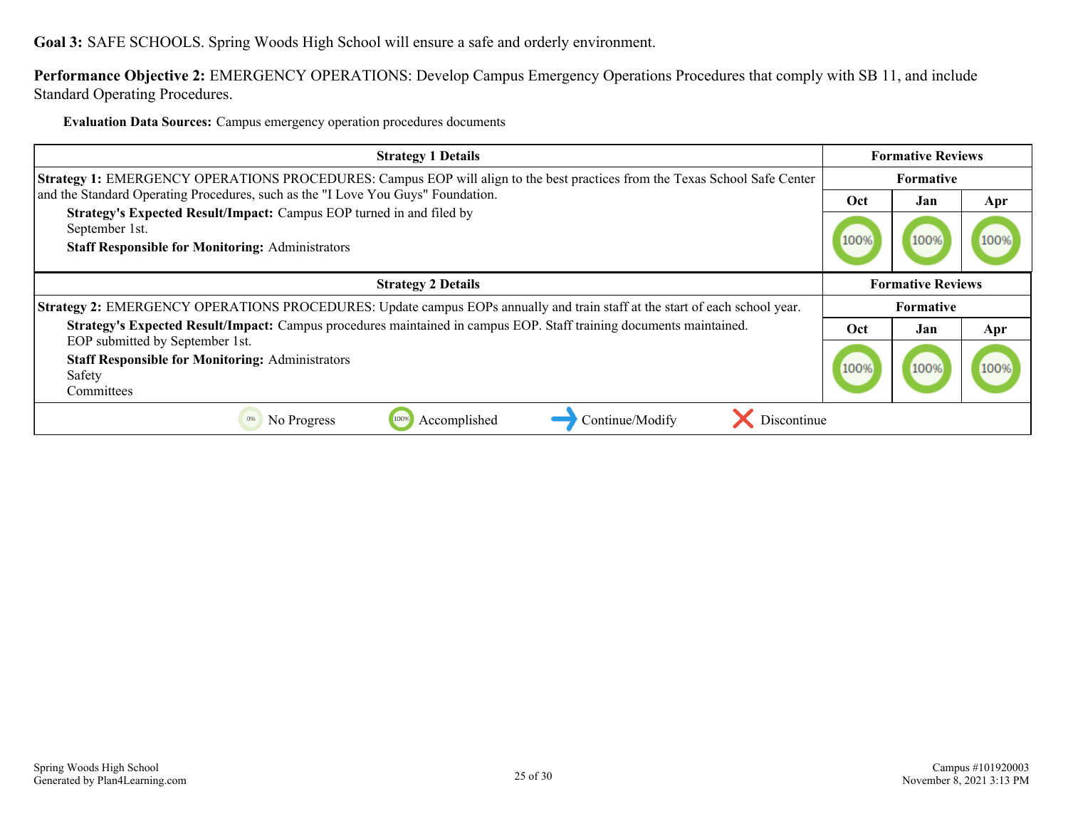**Goal 3:** SAFE SCHOOLS. Spring Woods High School will ensure a safe and orderly environment.

**Performance Objective 2:** EMERGENCY OPERATIONS: Develop Campus Emergency Operations Procedures that comply with SB 11, and include Standard Operating Procedures.

**Evaluation Data Sources:** Campus emergency operation procedures documents

| Strategy 1 Details | Formative Reviews | | |
|---|---|---|---|
| **Strategy 1:** EMERGENCY OPERATIONS PROCEDURES: Campus EOP will align to the best practices from the Texas School Safe Center and the Standard Operating Procedures, such as the "I Love You Guys" Foundation.<br>**Strategy's Expected Result/Impact:** Campus EOP turned in and filed by September 1st.<br>**Staff Responsible for Monitoring:** Administrators | Formative | | |
| | Oct | Jan | Apr |
| | 100% | 100% | 100% |

| Strategy 2 Details | Formative Reviews | | |
|---|---|---|---|
| **Strategy 2:** EMERGENCY OPERATIONS PROCEDURES: Update campus EOPs annually and train staff at the start of each school year.<br>**Strategy's Expected Result/Impact:** Campus procedures maintained in campus EOP. Staff training documents maintained. EOP submitted by September 1st.<br>**Staff Responsible for Monitoring:** Administrators<br>Safety<br>Committees | Formative | | |
| | Oct | Jan | Apr |
| | 100% | 100% | 100% |

0% No Progress | 100% Accomplished | → Continue/Modify | ✕ Discontinue

Spring Woods High School
Generated by Plan4Learning.com

Campus #101920003
November 8, 2021 3:13 PM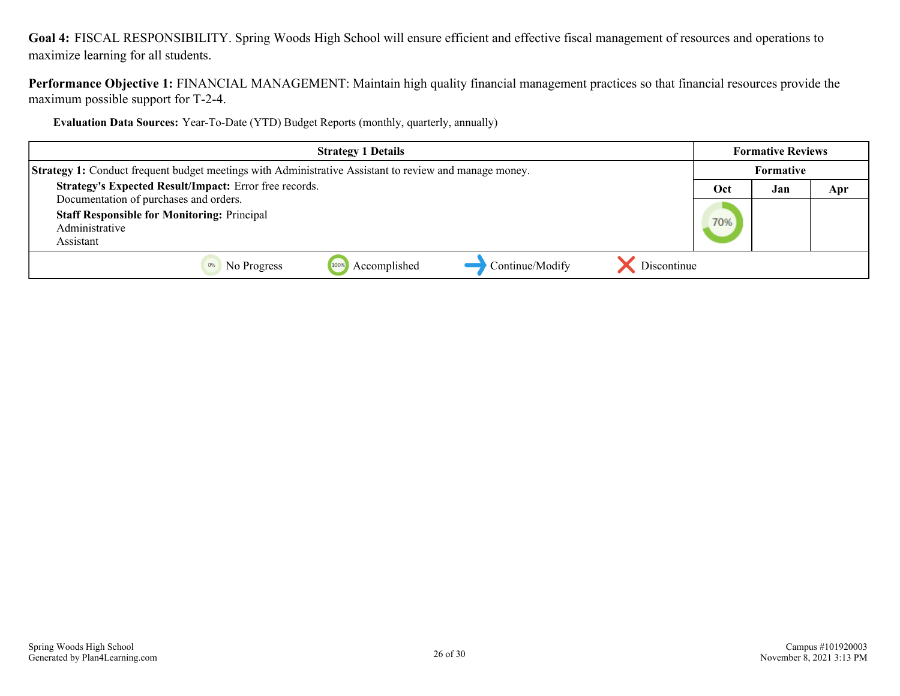**Goal 4:** FISCAL RESPONSIBILITY. Spring Woods High School will ensure efficient and effective fiscal management of resources and operations to maximize learning for all students.

**Performance Objective 1:** FINANCIAL MANAGEMENT: Maintain high quality financial management practices so that financial resources provide the maximum possible support for T-2-4.

**Evaluation Data Sources:** Year-To-Date (YTD) Budget Reports (monthly, quarterly, annually)

| Strategy 1 Details | Formative Reviews | | |
|---|---|---|---|
| **Strategy 1:** Conduct frequent budget meetings with Administrative Assistant to review and manage money. | Formative | | |
| **Strategy's Expected Result/Impact:** Error free records. Documentation of purchases and orders. **Staff Responsible for Monitoring:** Principal Administrative Assistant | Oct | Jan | Apr |
| | 70% | | |

0% No Progress | 100% Accomplished | Continue/Modify | Discontinue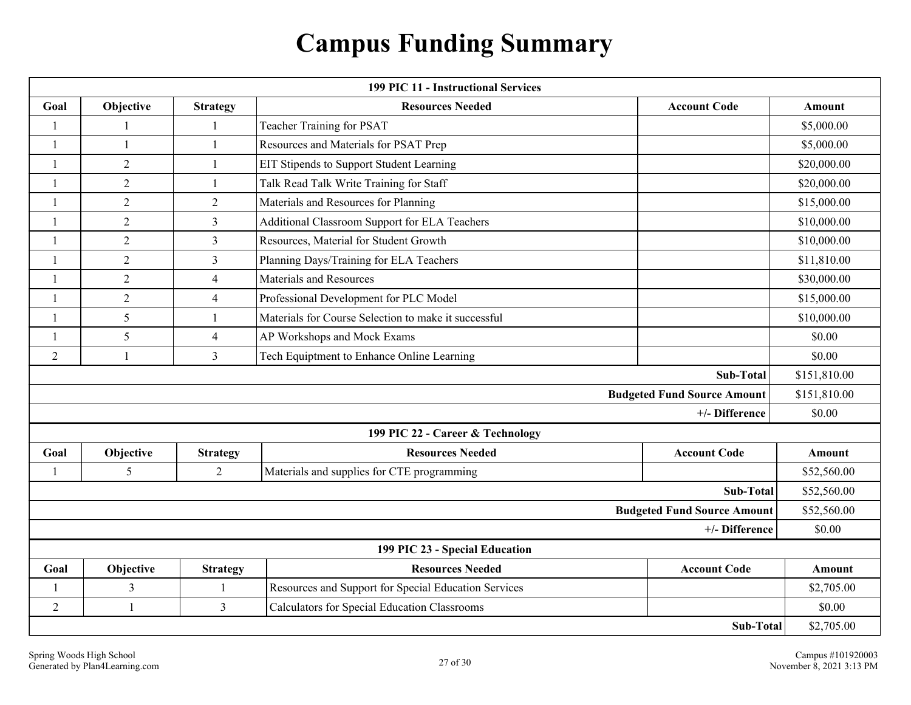# Campus Funding Summary

| 199 PIC 11 - Instructional Services | | | | | |
|---|---|---|---|---|---|
| **Goal** | **Objective** | **Strategy** | **Resources Needed** | **Account Code** | **Amount** |
| 1 | 1 | 1 | Teacher Training for PSAT | | $5,000.00 |
| 1 | 1 | 1 | Resources and Materials for PSAT Prep | | $5,000.00 |
| 1 | 2 | 1 | EIT Stipends to Support Student Learning | | $20,000.00 |
| 1 | 2 | 1 | Talk Read Talk Write Training for Staff | | $20,000.00 |
| 1 | 2 | 2 | Materials and Resources for Planning | | $15,000.00 |
| 1 | 2 | 3 | Additional Classroom Support for ELA Teachers | | $10,000.00 |
| 1 | 2 | 3 | Resources, Material for Student Growth | | $10,000.00 |
| 1 | 2 | 3 | Planning Days/Training for ELA Teachers | | $11,810.00 |
| 1 | 2 | 4 | Materials and Resources | | $30,000.00 |
| 1 | 2 | 4 | Professional Development for PLC Model | | $15,000.00 |
| 1 | 5 | 1 | Materials for Course Selection to make it successful | | $10,000.00 |
| 1 | 5 | 4 | AP Workshops and Mock Exams | | $0.00 |
| 2 | 1 | 3 | Tech Equiptment to Enhance Online Learning | | $0.00 |
| | | | | **Sub-Total** | $151,810.00 |
| | | | | **Budgeted Fund Source Amount** | $151,810.00 |
| | | | | **+/- Difference** | $0.00 |

| 199 PIC 22 - Career & Technology | | | | | |
|---|---|---|---|---|---|
| **Goal** | **Objective** | **Strategy** | **Resources Needed** | **Account Code** | **Amount** |
| 1 | 5 | 2 | Materials and supplies for CTE programming | | $52,560.00 |
| | | | | **Sub-Total** | $52,560.00 |
| | | | | **Budgeted Fund Source Amount** | $52,560.00 |
| | | | | **+/- Difference** | $0.00 |

| 199 PIC 23 - Special Education | | | | | |
|---|---|---|---|---|---|
| **Goal** | **Objective** | **Strategy** | **Resources Needed** | **Account Code** | **Amount** |
| 1 | 3 | 1 | Resources and Support for Special Education Services | | $2,705.00 |
| 2 | 1 | 3 | Calculators for Special Education Classrooms | | $0.00 |
| | | | | **Sub-Total** | $2,705.00 |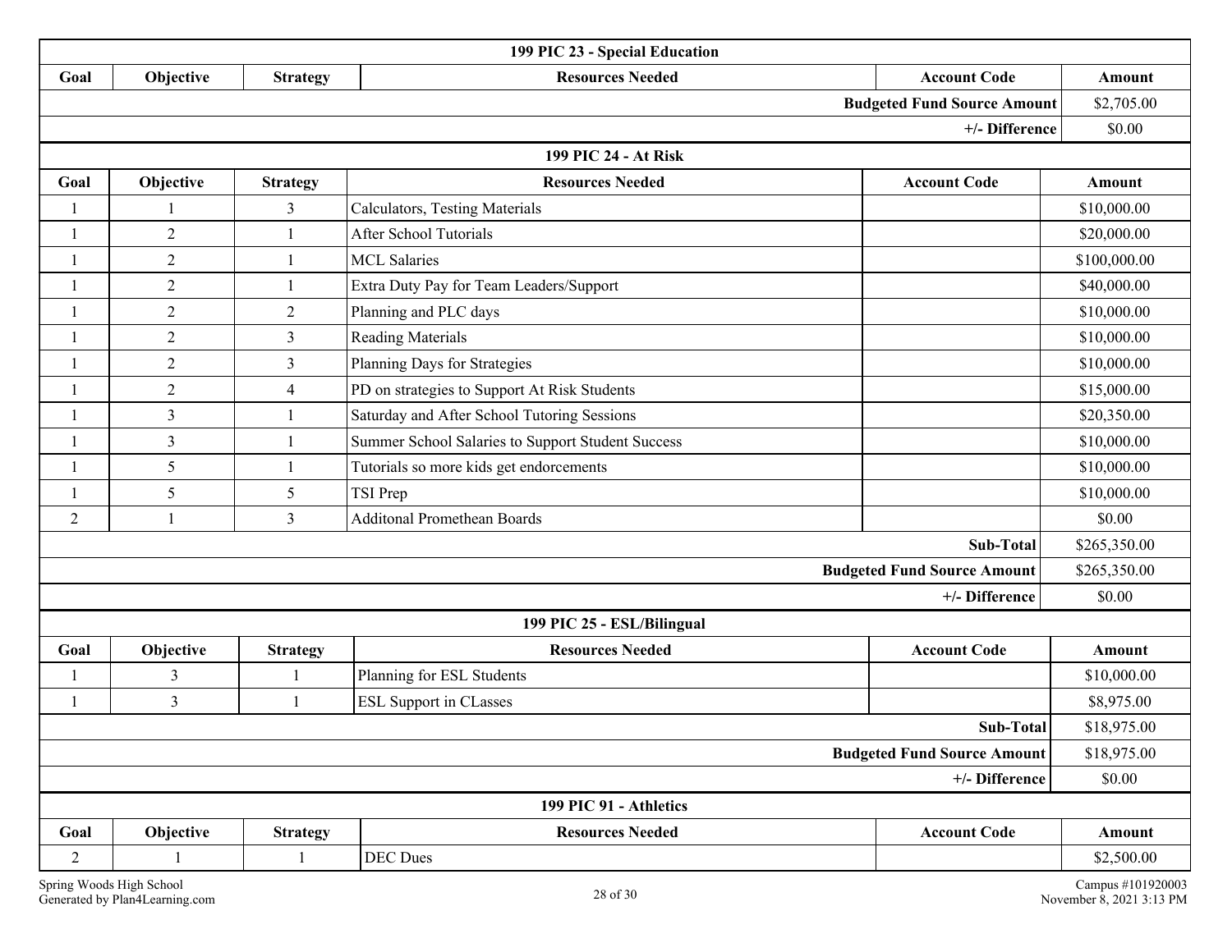| 199 PIC 23 - Special Education | | | | | |
|---|---|---|---|---|---|
| Goal | Objective | Strategy | Resources Needed | Account Code | Amount |
| | | | | **Budgeted Fund Source Amount** | $2,705.00 |
| | | | | **+/- Difference** | $0.00 |

| 199 PIC 24 - At Risk | | | | | |
|---|---|---|---|---|---|
| Goal | Objective | Strategy | Resources Needed | Account Code | Amount |
| 1 | 1 | 3 | Calculators, Testing Materials | | $10,000.00 |
| 1 | 2 | 1 | After School Tutorials | | $20,000.00 |
| 1 | 2 | 1 | MCL Salaries | | $100,000.00 |
| 1 | 2 | 1 | Extra Duty Pay for Team Leaders/Support | | $40,000.00 |
| 1 | 2 | 2 | Planning and PLC days | | $10,000.00 |
| 1 | 2 | 3 | Reading Materials | | $10,000.00 |
| 1 | 2 | 3 | Planning Days for Strategies | | $10,000.00 |
| 1 | 2 | 4 | PD on strategies to Support At Risk Students | | $15,000.00 |
| 1 | 3 | 1 | Saturday and After School Tutoring Sessions | | $20,350.00 |
| 1 | 3 | 1 | Summer School Salaries to Support Student Success | | $10,000.00 |
| 1 | 5 | 1 | Tutorials so more kids get endorcements | | $10,000.00 |
| 1 | 5 | 5 | TSI Prep | | $10,000.00 |
| 2 | 1 | 3 | Additonal Promethean Boards | | $0.00 |
| | | | | **Sub-Total** | $265,350.00 |
| | | | | **Budgeted Fund Source Amount** | $265,350.00 |
| | | | | **+/- Difference** | $0.00 |

| 199 PIC 25 - ESL/Bilingual | | | | | |
|---|---|---|---|---|---|
| Goal | Objective | Strategy | Resources Needed | Account Code | Amount |
| 1 | 3 | 1 | Planning for ESL Students | | $10,000.00 |
| 1 | 3 | 1 | ESL Support in CLasses | | $8,975.00 |
| | | | | **Sub-Total** | $18,975.00 |
| | | | | **Budgeted Fund Source Amount** | $18,975.00 |
| | | | | **+/- Difference** | $0.00 |

| 199 PIC 91 - Athletics | | | | | |
|---|---|---|---|---|---|
| Goal | Objective | Strategy | Resources Needed | Account Code | Amount |
| 2 | 1 | 1 | DEC Dues | | $2,500.00 |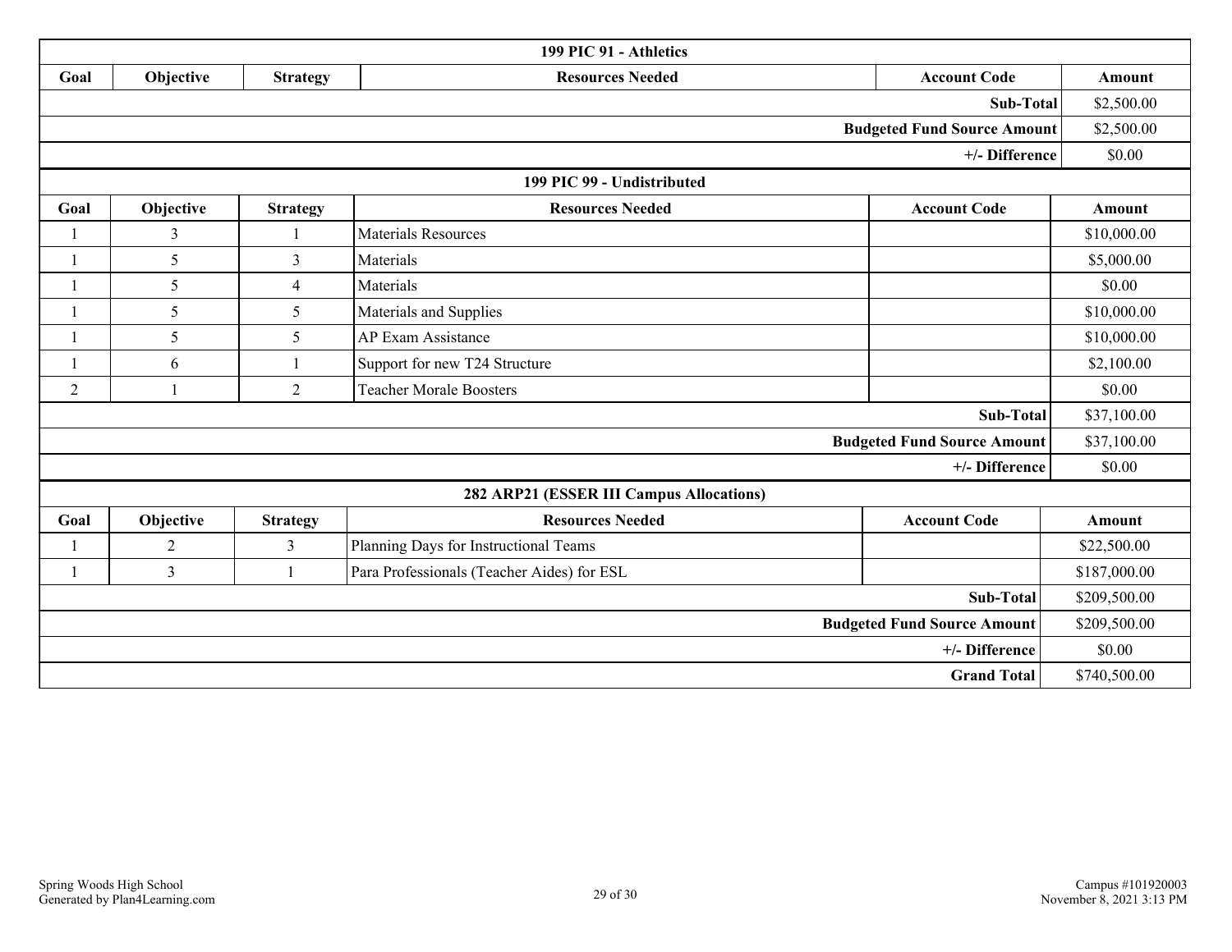| 199 PIC 91 - Athletics | | | | | |
|---|---|---|---|---|---|
| Goal | Objective | Strategy | Resources Needed | Account Code | Amount |
| | | | | **Sub-Total** | $2,500.00 |
| | | | | **Budgeted Fund Source Amount** | $2,500.00 |
| | | | | **+/- Difference** | $0.00 |

| 199 PIC 99 - Undistributed | | | | | |
|---|---|---|---|---|---|
| Goal | Objective | Strategy | Resources Needed | Account Code | Amount |
| 1 | 3 | 1 | Materials Resources | | $10,000.00 |
| 1 | 5 | 3 | Materials | | $5,000.00 |
| 1 | 5 | 4 | Materials | | $0.00 |
| 1 | 5 | 5 | Materials and Supplies | | $10,000.00 |
| 1 | 5 | 5 | AP Exam Assistance | | $10,000.00 |
| 1 | 6 | 1 | Support for new T24 Structure | | $2,100.00 |
| 2 | 1 | 2 | Teacher Morale Boosters | | $0.00 |
| | | | | **Sub-Total** | $37,100.00 |
| | | | | **Budgeted Fund Source Amount** | $37,100.00 |
| | | | | **+/- Difference** | $0.00 |

| 282 ARP21 (ESSER III Campus Allocations) | | | | | |
|---|---|---|---|---|---|
| Goal | Objective | Strategy | Resources Needed | Account Code | Amount |
| 1 | 2 | 3 | Planning Days for Instructional Teams | | $22,500.00 |
| 1 | 3 | 1 | Para Professionals (Teacher Aides) for ESL | | $187,000.00 |
| | | | | **Sub-Total** | $209,500.00 |
| | | | | **Budgeted Fund Source Amount** | $209,500.00 |
| | | | | **+/- Difference** | $0.00 |
| | | | | **Grand Total** | $740,500.00 |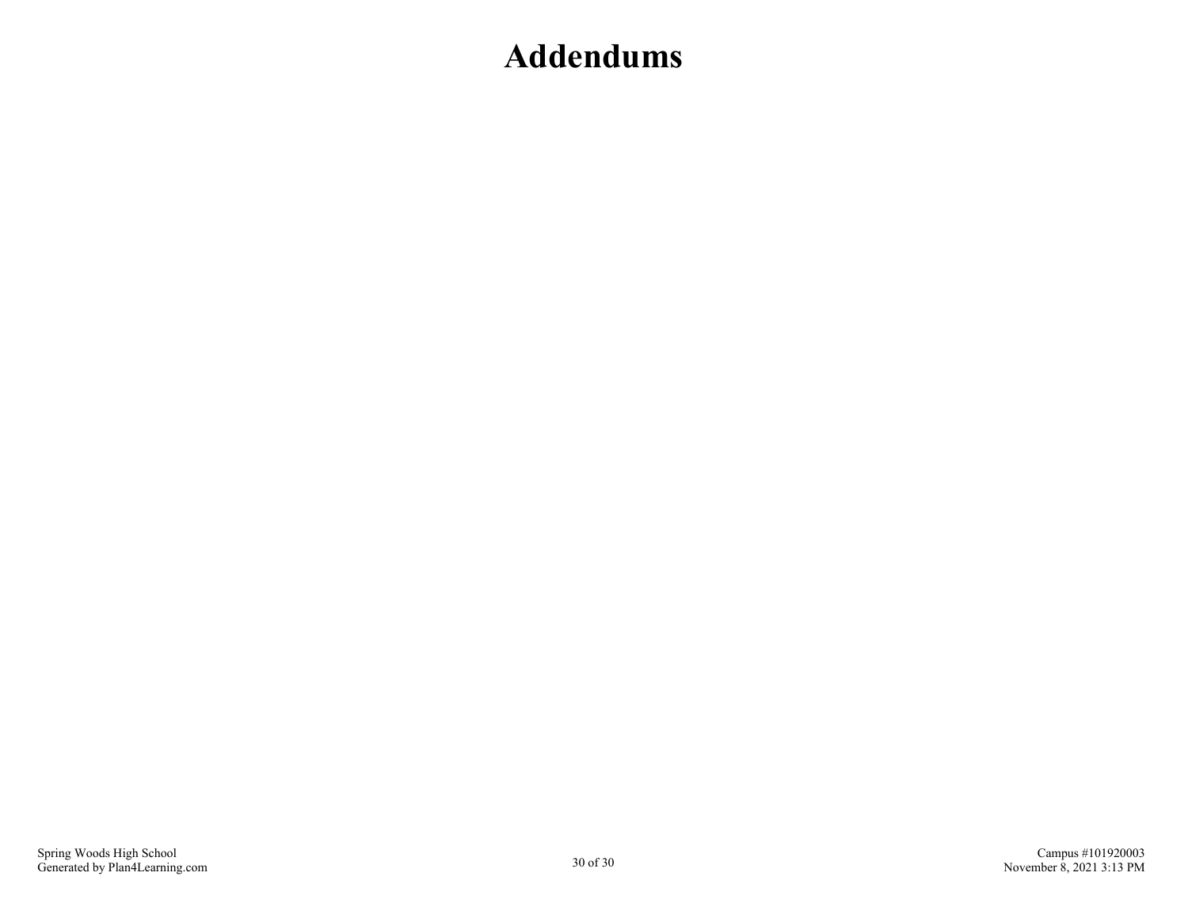# Addendums